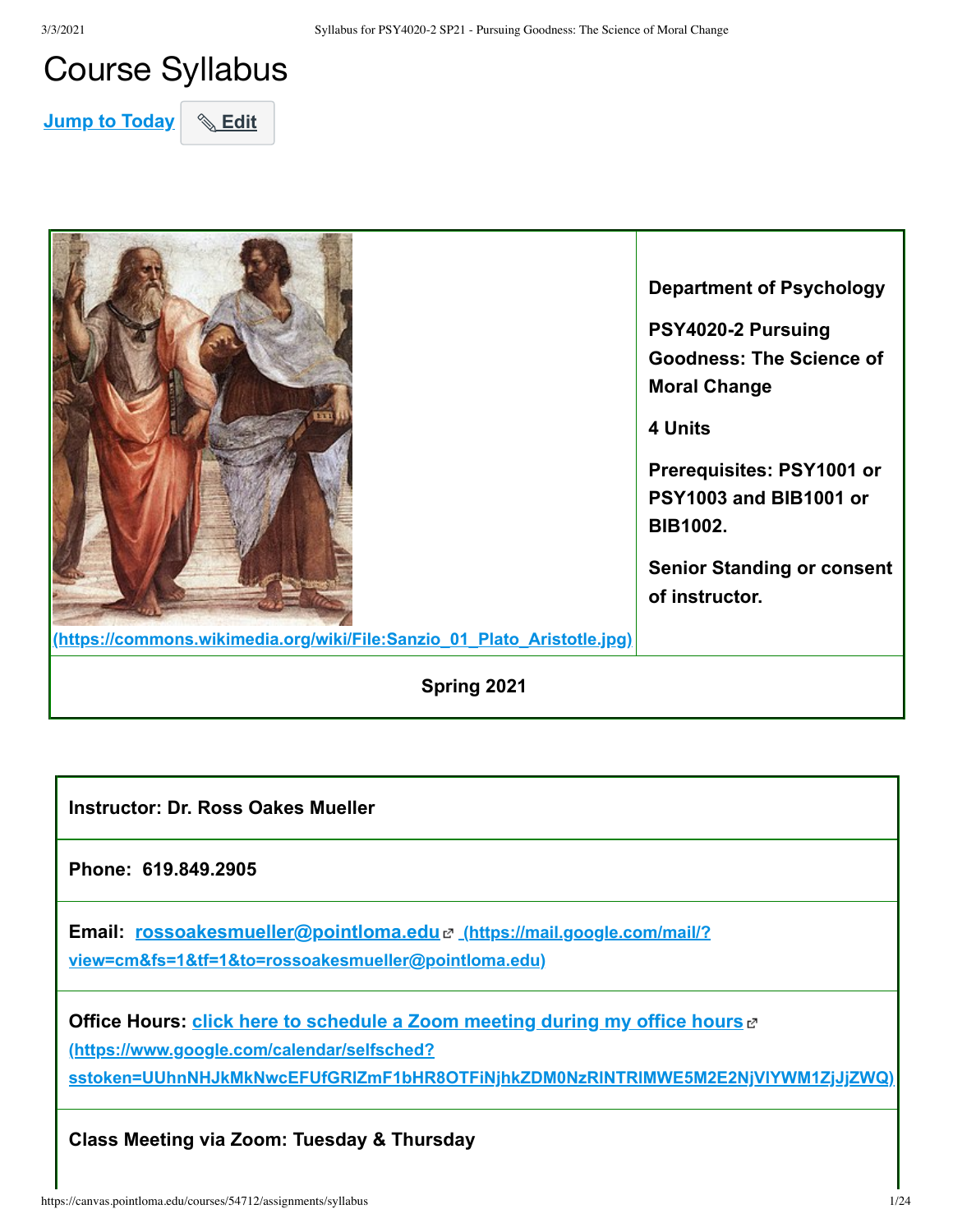# Course Syllabus

Jump to Today | Edit

| (https://commons.wikimedia.org/wiki/File:Sanzio_01_Plato_Aristotle.jpg) | **Department of Psychology**<br><br>**PSY4020-2 Pursuing Goodness: The Science of Moral Change**<br><br>**4 Units**<br><br>**Prerequisites: PSY1001 or PSY1003 and BIB1001 or BIB1002.**<br><br>**Senior Standing or consent of instructor.** |
|---|---|
| **Spring 2021** | |

| **Instructor: Dr. Ross Oakes Mueller** |
|---|
| **Phone: 619.849.2905** |
| **Email: rossoakesmueller@pointloma.edu (https://mail.google.com/mail/?view=cm&fs=1&tf=1&to=rossoakesmueller@pointloma.edu)** |
| **Office Hours: click here to schedule a Zoom meeting during my office hours (https://www.google.com/calendar/selfsched?sstoken=UUhnNHJkMkNwcEFUfGRlZmF1bHR8OTFiNjhkZDM0NzRlNTRlMWE5M2E2NjVlYWM1ZjJjZWQ)** |
| **Class Meeting via Zoom: Tuesday & Thursday** |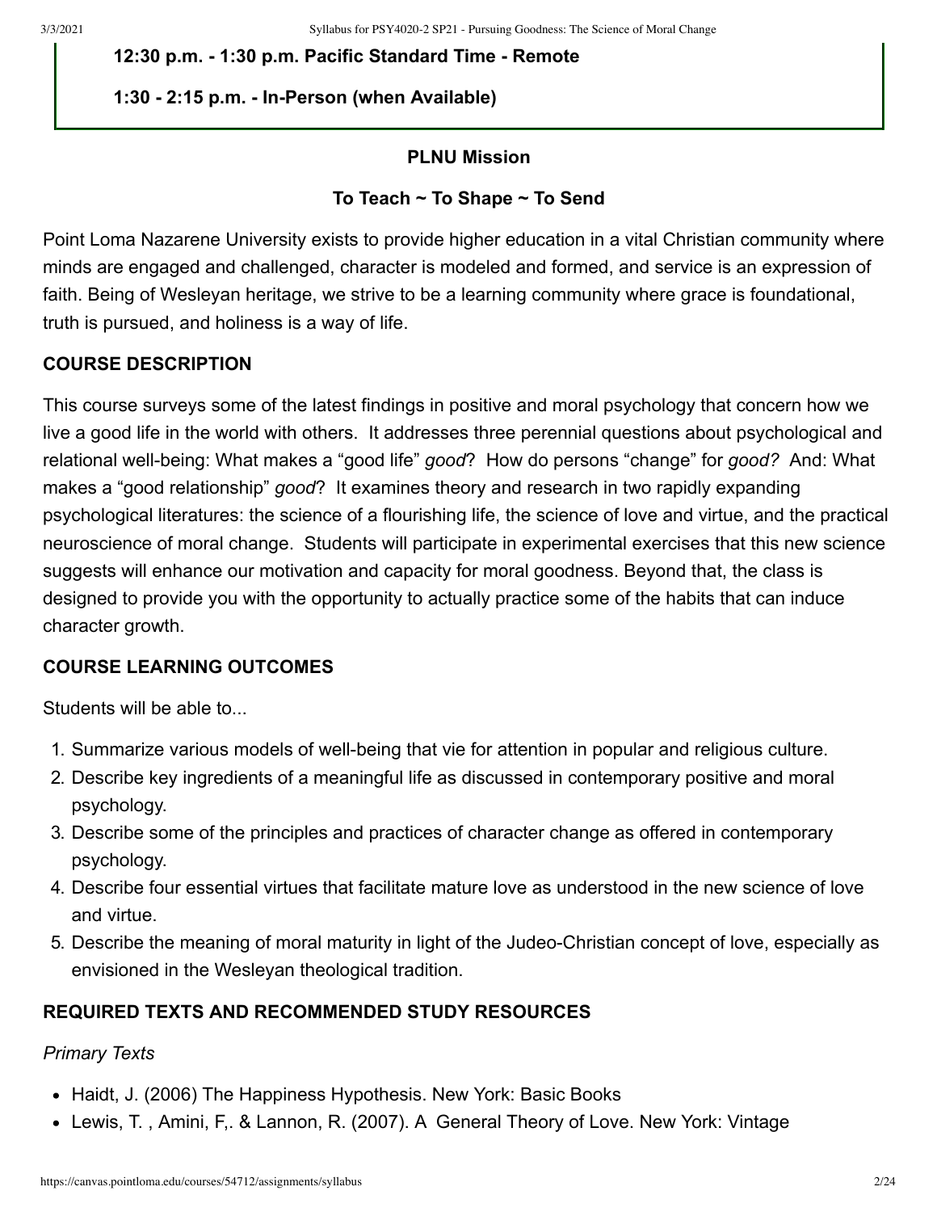**12:30 p.m. - 1:30 p.m. Pacific Standard Time - Remote**

**1:30 - 2:15 p.m. - In-Person (when Available)**

**PLNU Mission**

**To Teach ~ To Shape ~ To Send**

Point Loma Nazarene University exists to provide higher education in a vital Christian community where minds are engaged and challenged, character is modeled and formed, and service is an expression of faith. Being of Wesleyan heritage, we strive to be a learning community where grace is foundational, truth is pursued, and holiness is a way of life.

## COURSE DESCRIPTION

This course surveys some of the latest findings in positive and moral psychology that concern how we live a good life in the world with others. It addresses three perennial questions about psychological and relational well-being: What makes a "good life" *good*? How do persons "change" for *good?* And: What makes a "good relationship" *good*? It examines theory and research in two rapidly expanding psychological literatures: the science of a flourishing life, the science of love and virtue, and the practical neuroscience of moral change. Students will participate in experimental exercises that this new science suggests will enhance our motivation and capacity for moral goodness. Beyond that, the class is designed to provide you with the opportunity to actually practice some of the habits that can induce character growth.

## COURSE LEARNING OUTCOMES

Students will be able to...

1. Summarize various models of well-being that vie for attention in popular and religious culture.
2. Describe key ingredients of a meaningful life as discussed in contemporary positive and moral psychology.
3. Describe some of the principles and practices of character change as offered in contemporary psychology.
4. Describe four essential virtues that facilitate mature love as understood in the new science of love and virtue.
5. Describe the meaning of moral maturity in light of the Judeo-Christian concept of love, especially as envisioned in the Wesleyan theological tradition.

## REQUIRED TEXTS AND RECOMMENDED STUDY RESOURCES

*Primary Texts*

- Haidt, J. (2006) The Happiness Hypothesis. New York: Basic Books
- Lewis, T. , Amini, F,. & Lannon, R. (2007). A General Theory of Love. New York: Vintage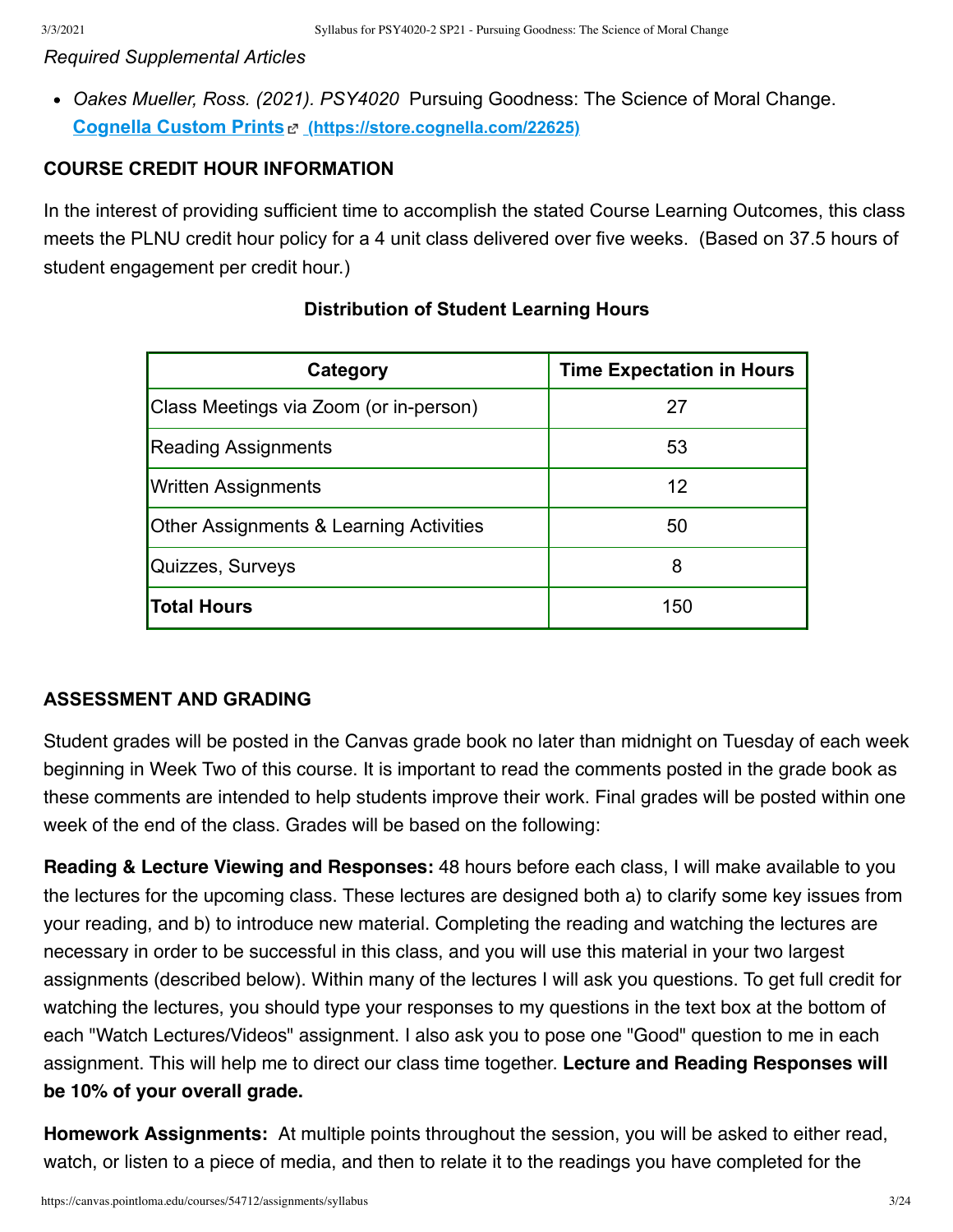*Required Supplemental Articles*

- *Oakes Mueller, Ross. (2021). PSY4020* Pursuing Goodness: The Science of Moral Change. **Cognella Custom Prints (https://store.cognella.com/22625)**

**COURSE CREDIT HOUR INFORMATION**

In the interest of providing sufficient time to accomplish the stated Course Learning Outcomes, this class meets the PLNU credit hour policy for a 4 unit class delivered over five weeks. (Based on 37.5 hours of student engagement per credit hour.)

**Distribution of Student Learning Hours**

| Category | Time Expectation in Hours |
|---|---|
| Class Meetings via Zoom (or in-person) | 27 |
| Reading Assignments | 53 |
| Written Assignments | 12 |
| Other Assignments & Learning Activities | 50 |
| Quizzes, Surveys | 8 |
| **Total Hours** | 150 |

**ASSESSMENT AND GRADING**

Student grades will be posted in the Canvas grade book no later than midnight on Tuesday of each week beginning in Week Two of this course. It is important to read the comments posted in the grade book as these comments are intended to help students improve their work. Final grades will be posted within one week of the end of the class. Grades will be based on the following:

**Reading & Lecture Viewing and Responses:** 48 hours before each class, I will make available to you the lectures for the upcoming class. These lectures are designed both a) to clarify some key issues from your reading, and b) to introduce new material. Completing the reading and watching the lectures are necessary in order to be successful in this class, and you will use this material in your two largest assignments (described below). Within many of the lectures I will ask you questions. To get full credit for watching the lectures, you should type your responses to my questions in the text box at the bottom of each "Watch Lectures/Videos" assignment. I also ask you to pose one "Good" question to me in each assignment. This will help me to direct our class time together. **Lecture and Reading Responses will be 10% of your overall grade.**

**Homework Assignments:** At multiple points throughout the session, you will be asked to either read, watch, or listen to a piece of media, and then to relate it to the readings you have completed for the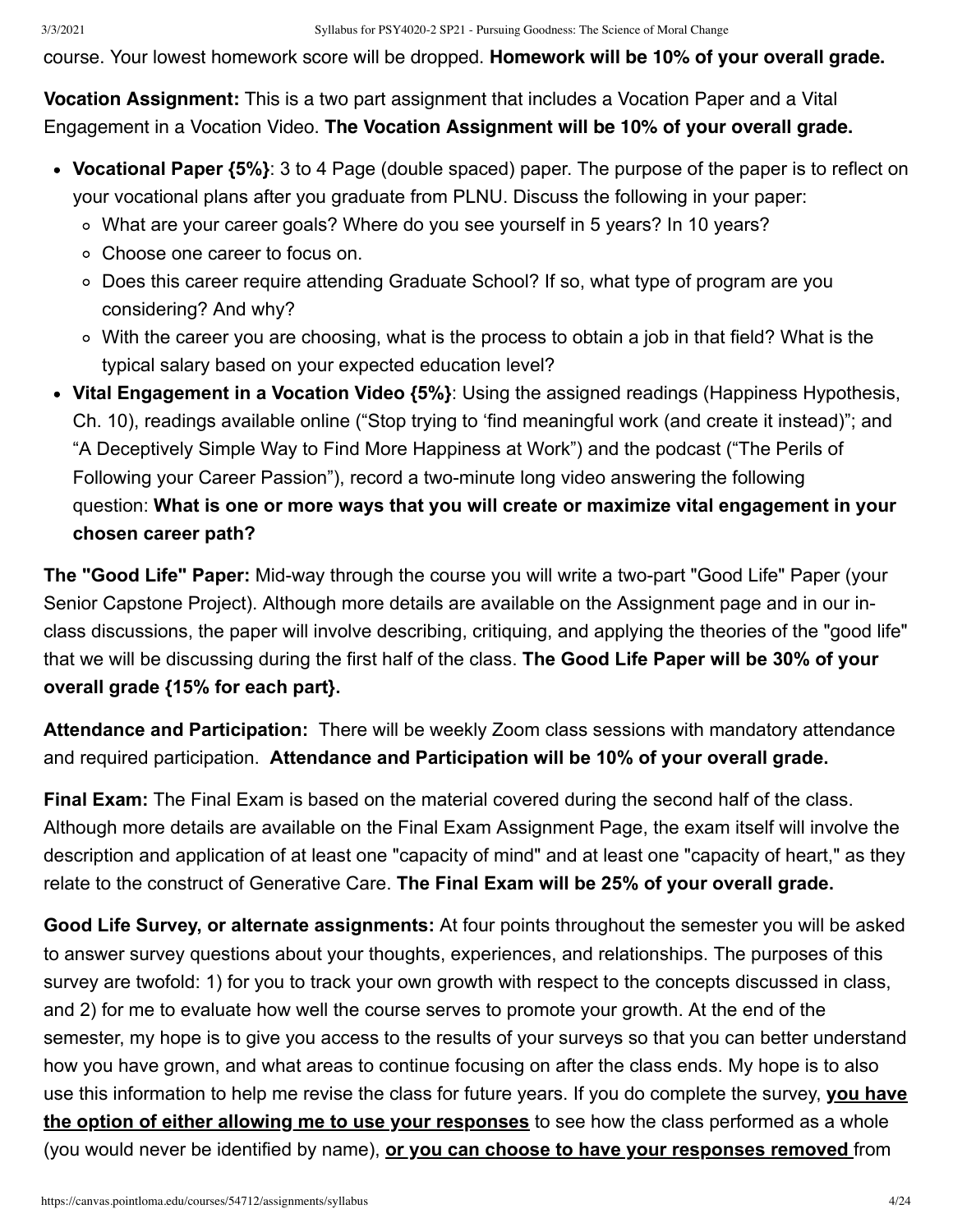course. Your lowest homework score will be dropped. **Homework will be 10% of your overall grade.**

**Vocation Assignment:** This is a two part assignment that includes a Vocation Paper and a Vital Engagement in a Vocation Video. **The Vocation Assignment will be 10% of your overall grade.**

- **Vocational Paper {5%}**: 3 to 4 Page (double spaced) paper. The purpose of the paper is to reflect on your vocational plans after you graduate from PLNU. Discuss the following in your paper:
  - What are your career goals? Where do you see yourself in 5 years? In 10 years?
  - Choose one career to focus on.
  - Does this career require attending Graduate School? If so, what type of program are you considering? And why?
  - With the career you are choosing, what is the process to obtain a job in that field? What is the typical salary based on your expected education level?
- **Vital Engagement in a Vocation Video {5%}**: Using the assigned readings (Happiness Hypothesis, Ch. 10), readings available online ("Stop trying to 'find meaningful work (and create it instead)"; and "A Deceptively Simple Way to Find More Happiness at Work") and the podcast ("The Perils of Following your Career Passion"), record a two-minute long video answering the following question: **What is one or more ways that you will create or maximize vital engagement in your chosen career path?**

**The "Good Life" Paper:** Mid-way through the course you will write a two-part "Good Life" Paper (your Senior Capstone Project). Although more details are available on the Assignment page and in our in-class discussions, the paper will involve describing, critiquing, and applying the theories of the "good life" that we will be discussing during the first half of the class. **The Good Life Paper will be 30% of your overall grade {15% for each part}.**

**Attendance and Participation:** There will be weekly Zoom class sessions with mandatory attendance and required participation. **Attendance and Participation will be 10% of your overall grade.**

**Final Exam:** The Final Exam is based on the material covered during the second half of the class. Although more details are available on the Final Exam Assignment Page, the exam itself will involve the description and application of at least one "capacity of mind" and at least one "capacity of heart," as they relate to the construct of Generative Care. **The Final Exam will be 25% of your overall grade.**

**Good Life Survey, or alternate assignments:** At four points throughout the semester you will be asked to answer survey questions about your thoughts, experiences, and relationships. The purposes of this survey are twofold: 1) for you to track your own growth with respect to the concepts discussed in class, and 2) for me to evaluate how well the course serves to promote your growth. At the end of the semester, my hope is to give you access to the results of your surveys so that you can better understand how you have grown, and what areas to continue focusing on after the class ends. My hope is to also use this information to help me revise the class for future years. If you do complete the survey, **you have the option of either allowing me to use your responses** to see how the class performed as a whole (you would never be identified by name), **or you can choose to have your responses removed** from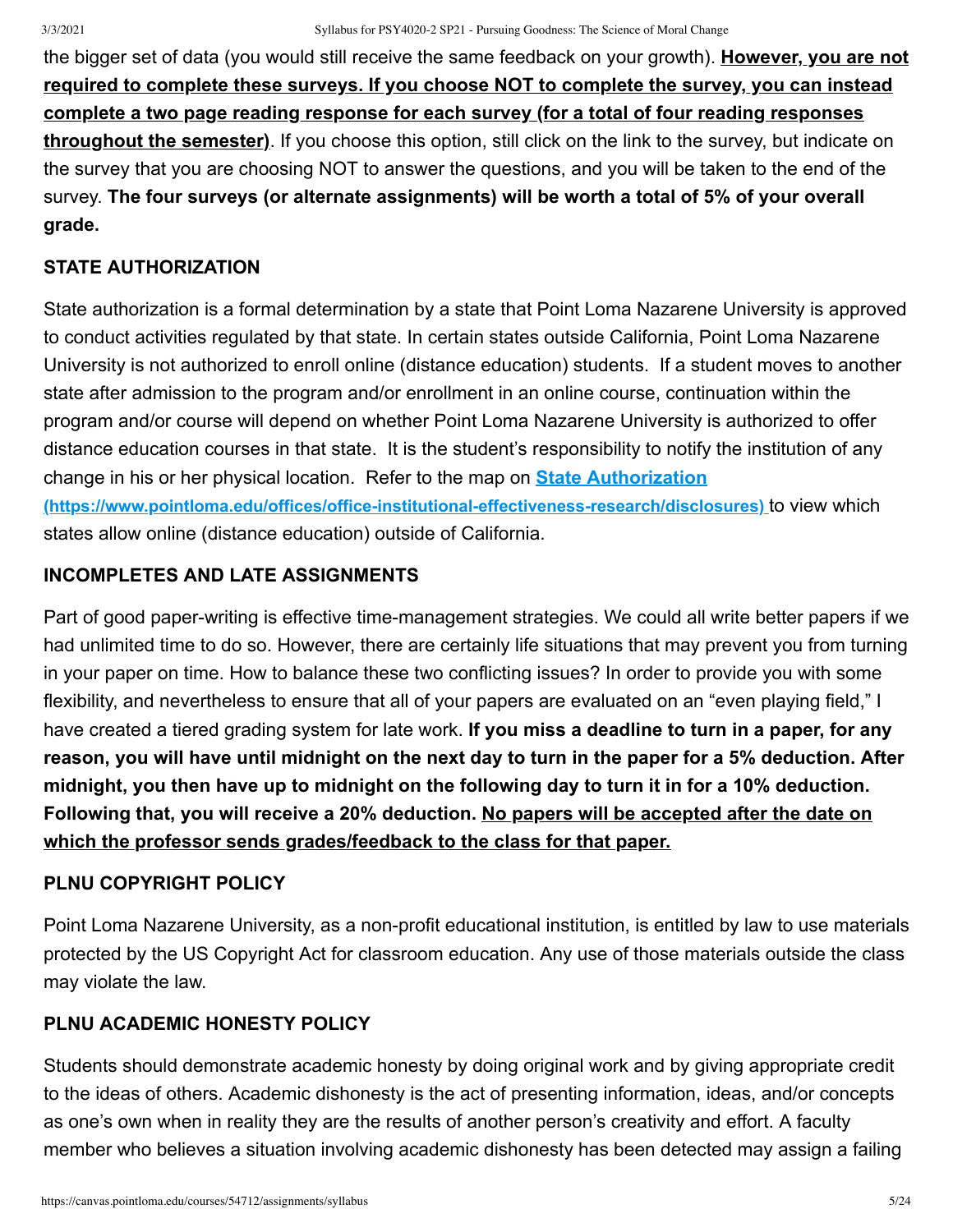the bigger set of data (you would still receive the same feedback on your growth). **However, you are not required to complete these surveys. If you choose NOT to complete the survey, you can instead complete a two page reading response for each survey (for a total of four reading responses throughout the semester)**. If you choose this option, still click on the link to the survey, but indicate on the survey that you are choosing NOT to answer the questions, and you will be taken to the end of the survey. **The four surveys (or alternate assignments) will be worth a total of 5% of your overall grade.**

### STATE AUTHORIZATION

State authorization is a formal determination by a state that Point Loma Nazarene University is approved to conduct activities regulated by that state. In certain states outside California, Point Loma Nazarene University is not authorized to enroll online (distance education) students. If a student moves to another state after admission to the program and/or enrollment in an online course, continuation within the program and/or course will depend on whether Point Loma Nazarene University is authorized to offer distance education courses in that state. It is the student's responsibility to notify the institution of any change in his or her physical location. Refer to the map on [State Authorization (https://www.pointloma.edu/offices/office-institutional-effectiveness-research/disclosures)](https://www.pointloma.edu/offices/office-institutional-effectiveness-research/disclosures) to view which states allow online (distance education) outside of California.

### INCOMPLETES AND LATE ASSIGNMENTS

Part of good paper-writing is effective time-management strategies. We could all write better papers if we had unlimited time to do so. However, there are certainly life situations that may prevent you from turning in your paper on time. How to balance these two conflicting issues? In order to provide you with some flexibility, and nevertheless to ensure that all of your papers are evaluated on an "even playing field," I have created a tiered grading system for late work. **If you miss a deadline to turn in a paper, for any reason, you will have until midnight on the next day to turn in the paper for a 5% deduction. After midnight, you then have up to midnight on the following day to turn it in for a 10% deduction. Following that, you will receive a 20% deduction. No papers will be accepted after the date on which the professor sends grades/feedback to the class for that paper.**

### PLNU COPYRIGHT POLICY

Point Loma Nazarene University, as a non-profit educational institution, is entitled by law to use materials protected by the US Copyright Act for classroom education. Any use of those materials outside the class may violate the law.

### PLNU ACADEMIC HONESTY POLICY

Students should demonstrate academic honesty by doing original work and by giving appropriate credit to the ideas of others. Academic dishonesty is the act of presenting information, ideas, and/or concepts as one's own when in reality they are the results of another person's creativity and effort. A faculty member who believes a situation involving academic dishonesty has been detected may assign a failing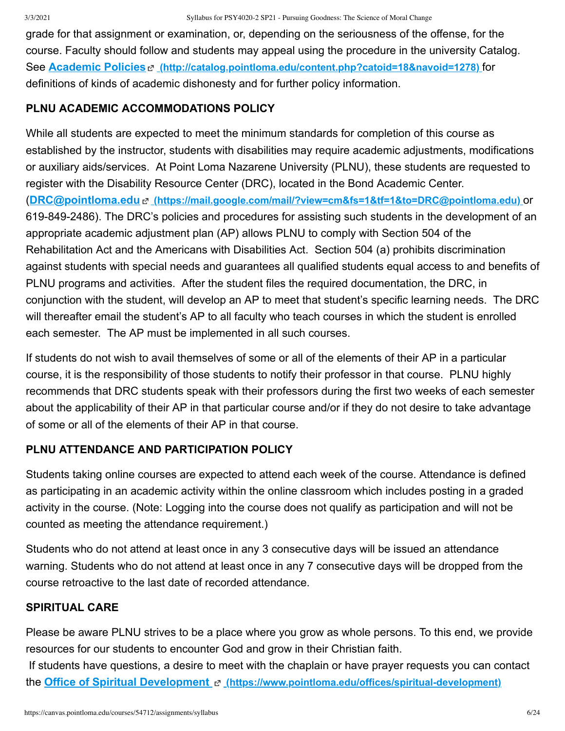grade for that assignment or examination, or, depending on the seriousness of the offense, for the course. Faculty should follow and students may appeal using the procedure in the university Catalog. See **[Academic Policies](http://catalog.pointloma.edu/content.php?catoid=18&navoid=1278)** **(http://catalog.pointloma.edu/content.php?catoid=18&navoid=1278)** for definitions of kinds of academic dishonesty and for further policy information.

**PLNU ACADEMIC ACCOMMODATIONS POLICY**

While all students are expected to meet the minimum standards for completion of this course as established by the instructor, students with disabilities may require academic adjustments, modifications or auxiliary aids/services. At Point Loma Nazarene University (PLNU), these students are requested to register with the Disability Resource Center (DRC), located in the Bond Academic Center. (**[DRC@pointloma.edu](https://mail.google.com/mail/?view=cm&fs=1&tf=1&to=DRC@pointloma.edu)** **(https://mail.google.com/mail/?view=cm&fs=1&tf=1&to=DRC@pointloma.edu)** or 619-849-2486). The DRC's policies and procedures for assisting such students in the development of an appropriate academic adjustment plan (AP) allows PLNU to comply with Section 504 of the Rehabilitation Act and the Americans with Disabilities Act. Section 504 (a) prohibits discrimination against students with special needs and guarantees all qualified students equal access to and benefits of PLNU programs and activities. After the student files the required documentation, the DRC, in conjunction with the student, will develop an AP to meet that student's specific learning needs. The DRC will thereafter email the student's AP to all faculty who teach courses in which the student is enrolled each semester. The AP must be implemented in all such courses.

If students do not wish to avail themselves of some or all of the elements of their AP in a particular course, it is the responsibility of those students to notify their professor in that course. PLNU highly recommends that DRC students speak with their professors during the first two weeks of each semester about the applicability of their AP in that particular course and/or if they do not desire to take advantage of some or all of the elements of their AP in that course.

**PLNU ATTENDANCE AND PARTICIPATION POLICY**

Students taking online courses are expected to attend each week of the course. Attendance is defined as participating in an academic activity within the online classroom which includes posting in a graded activity in the course. (Note: Logging into the course does not qualify as participation and will not be counted as meeting the attendance requirement.)

Students who do not attend at least once in any 3 consecutive days will be issued an attendance warning. Students who do not attend at least once in any 7 consecutive days will be dropped from the course retroactive to the last date of recorded attendance.

**SPIRITUAL CARE**

Please be aware PLNU strives to be a place where you grow as whole persons. To this end, we provide resources for our students to encounter God and grow in their Christian faith.

If students have questions, a desire to meet with the chaplain or have prayer requests you can contact the **[Office of Spiritual Development](https://www.pointloma.edu/offices/spiritual-development)** **(https://www.pointloma.edu/offices/spiritual-development)**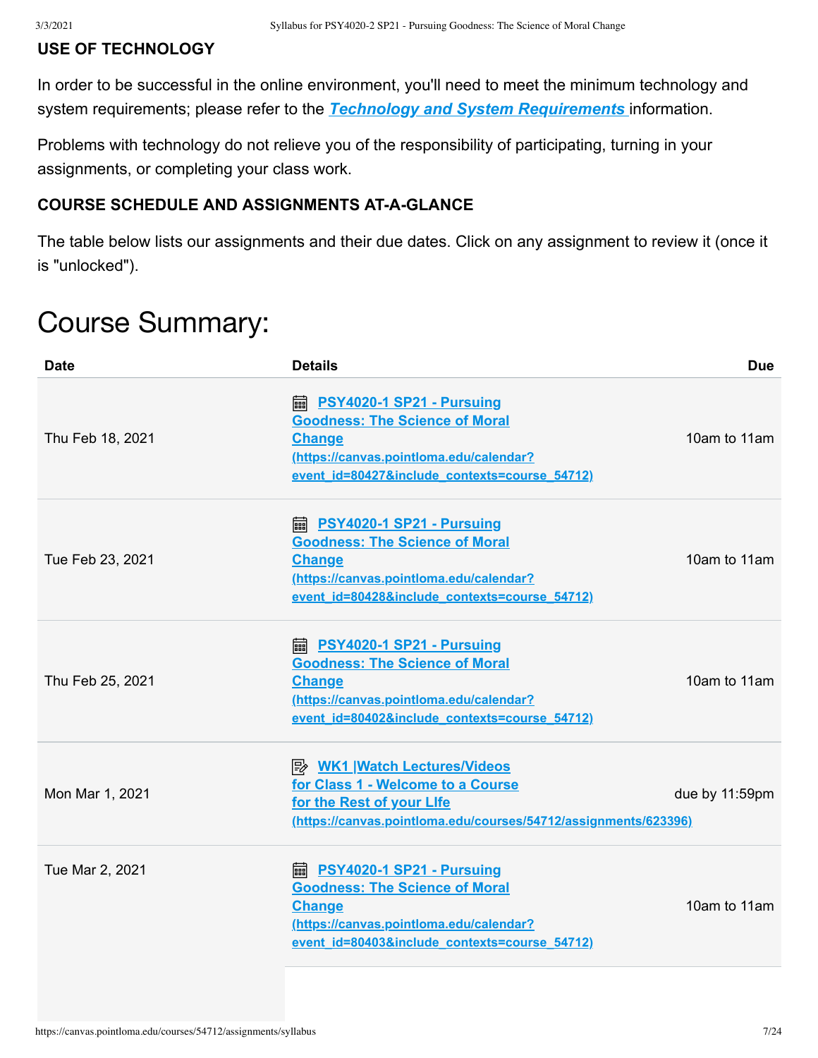**USE OF TECHNOLOGY**

In order to be successful in the online environment, you'll need to meet the minimum technology and system requirements; please refer to the ***Technology and System Requirements*** information.

Problems with technology do not relieve you of the responsibility of participating, turning in your assignments, or completing your class work.

**COURSE SCHEDULE AND ASSIGNMENTS AT-A-GLANCE**

The table below lists our assignments and their due dates. Click on any assignment to review it (once it is "unlocked").

# Course Summary:

| Date | Details | Due |
|---|---|---|
| Thu Feb 18, 2021 | PSY4020-1 SP21 - Pursuing Goodness: The Science of Moral Change (https://canvas.pointloma.edu/calendar?event_id=80427&include_contexts=course_54712) | 10am to 11am |
| Tue Feb 23, 2021 | PSY4020-1 SP21 - Pursuing Goodness: The Science of Moral Change (https://canvas.pointloma.edu/calendar?event_id=80428&include_contexts=course_54712) | 10am to 11am |
| Thu Feb 25, 2021 | PSY4020-1 SP21 - Pursuing Goodness: The Science of Moral Change (https://canvas.pointloma.edu/calendar?event_id=80402&include_contexts=course_54712) | 10am to 11am |
| Mon Mar 1, 2021 | WK1 \|Watch Lectures/Videos for Class 1 - Welcome to a Course for the Rest of your LIfe (https://canvas.pointloma.edu/courses/54712/assignments/623396) | due by 11:59pm |
| Tue Mar 2, 2021 | PSY4020-1 SP21 - Pursuing Goodness: The Science of Moral Change (https://canvas.pointloma.edu/calendar?event_id=80403&include_contexts=course_54712) | 10am to 11am |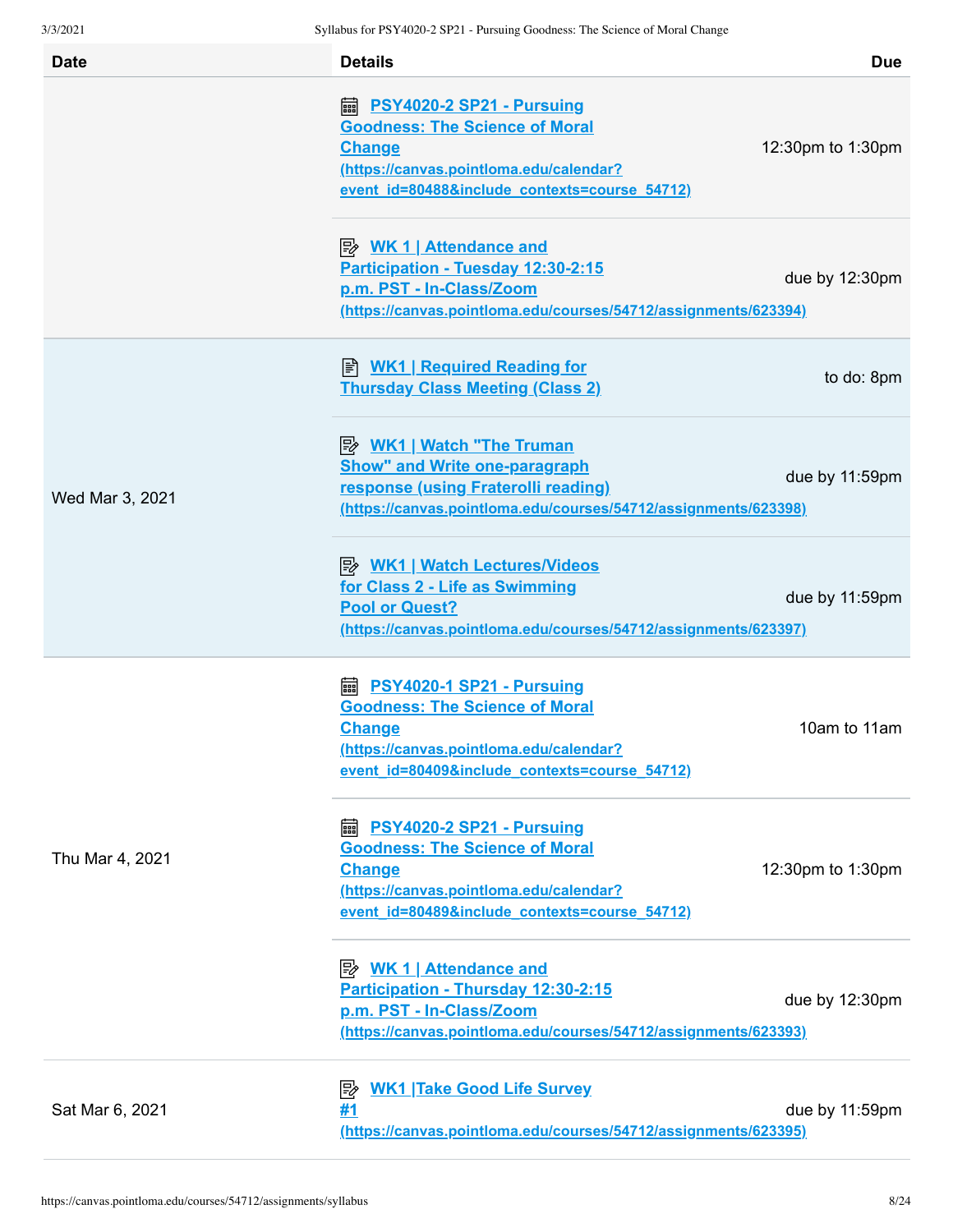| Date | Details | Due |
|---|---|---|
| | PSY4020-2 SP21 - Pursuing Goodness: The Science of Moral Change (https://canvas.pointloma.edu/calendar?event_id=80488&include_contexts=course_54712) | 12:30pm to 1:30pm |
| | WK 1 \| Attendance and Participation - Tuesday 12:30-2:15 p.m. PST - In-Class/Zoom (https://canvas.pointloma.edu/courses/54712/assignments/623394) | due by 12:30pm |
| Wed Mar 3, 2021 | WK1 \| Required Reading for Thursday Class Meeting (Class 2) | to do: 8pm |
| | WK1 \| Watch "The Truman Show" and Write one-paragraph response (using Fraterolli reading) (https://canvas.pointloma.edu/courses/54712/assignments/623398) | due by 11:59pm |
| | WK1 \| Watch Lectures/Videos for Class 2 - Life as Swimming Pool or Quest? (https://canvas.pointloma.edu/courses/54712/assignments/623397) | due by 11:59pm |
| Thu Mar 4, 2021 | PSY4020-1 SP21 - Pursuing Goodness: The Science of Moral Change (https://canvas.pointloma.edu/calendar?event_id=80409&include_contexts=course_54712) | 10am to 11am |
| | PSY4020-2 SP21 - Pursuing Goodness: The Science of Moral Change (https://canvas.pointloma.edu/calendar?event_id=80489&include_contexts=course_54712) | 12:30pm to 1:30pm |
| | WK 1 \| Attendance and Participation - Thursday 12:30-2:15 p.m. PST - In-Class/Zoom (https://canvas.pointloma.edu/courses/54712/assignments/623393) | due by 12:30pm |
| Sat Mar 6, 2021 | WK1 \|Take Good Life Survey #1 (https://canvas.pointloma.edu/courses/54712/assignments/623395) | due by 11:59pm |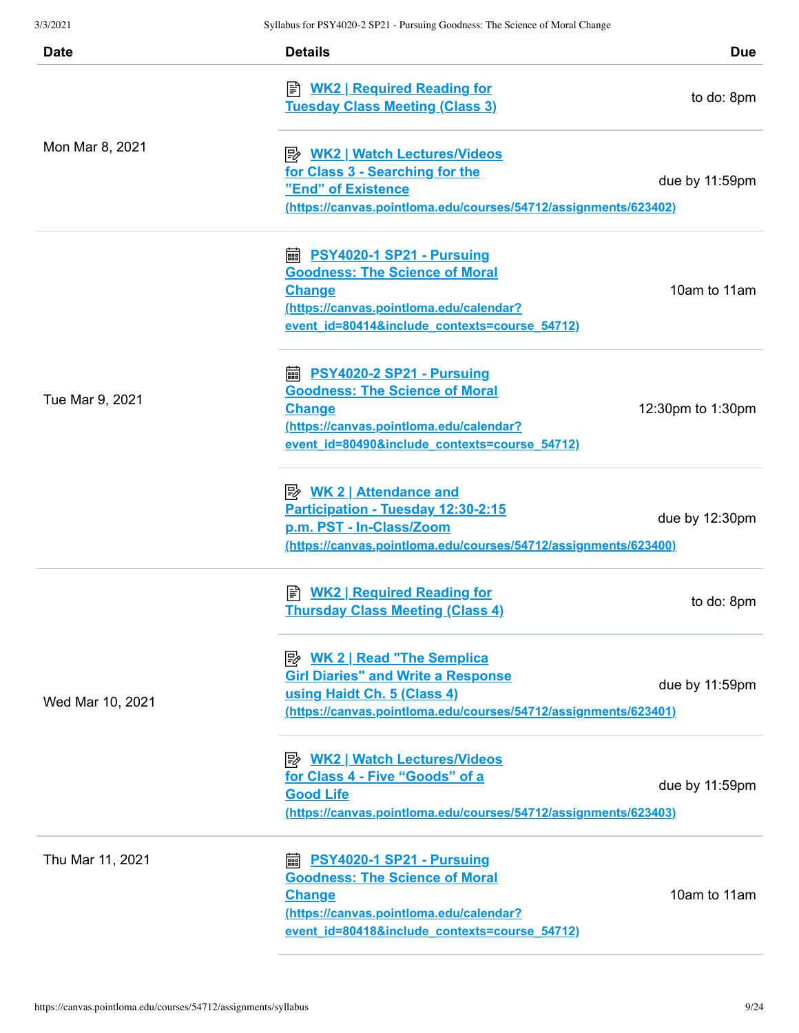| Date | Details | Due |
|---|---|---|
| Mon Mar 8, 2021 | WK2 \| Required Reading for Tuesday Class Meeting (Class 3) | to do: 8pm |
| | WK2 \| Watch Lectures/Videos for Class 3 - Searching for the "End" of Existence (https://canvas.pointloma.edu/courses/54712/assignments/623402) | due by 11:59pm |
| Tue Mar 9, 2021 | PSY4020-1 SP21 - Pursuing Goodness: The Science of Moral Change (https://canvas.pointloma.edu/calendar?event_id=80414&include_contexts=course_54712) | 10am to 11am |
| | PSY4020-2 SP21 - Pursuing Goodness: The Science of Moral Change (https://canvas.pointloma.edu/calendar?event_id=80490&include_contexts=course_54712) | 12:30pm to 1:30pm |
| | WK 2 \| Attendance and Participation - Tuesday 12:30-2:15 p.m. PST - In-Class/Zoom (https://canvas.pointloma.edu/courses/54712/assignments/623400) | due by 12:30pm |
| Wed Mar 10, 2021 | WK2 \| Required Reading for Thursday Class Meeting (Class 4) | to do: 8pm |
| | WK 2 \| Read "The Semplica Girl Diaries" and Write a Response using Haidt Ch. 5 (Class 4) (https://canvas.pointloma.edu/courses/54712/assignments/623401) | due by 11:59pm |
| | WK2 \| Watch Lectures/Videos for Class 4 - Five "Goods" of a Good Life (https://canvas.pointloma.edu/courses/54712/assignments/623403) | due by 11:59pm |
| Thu Mar 11, 2021 | PSY4020-1 SP21 - Pursuing Goodness: The Science of Moral Change (https://canvas.pointloma.edu/calendar?event_id=80418&include_contexts=course_54712) | 10am to 11am |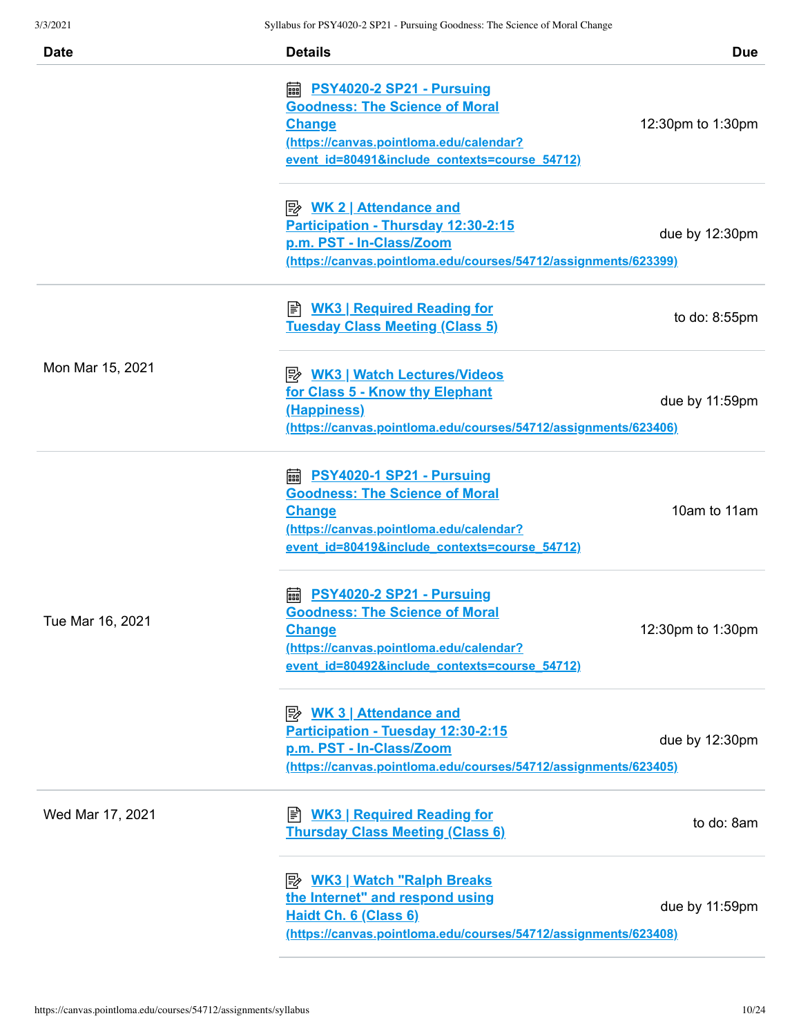| Date | Details | Due |
|---|---|---|
| | PSY4020-2 SP21 - Pursuing Goodness: The Science of Moral Change (https://canvas.pointloma.edu/calendar?event_id=80491&include_contexts=course_54712) | 12:30pm to 1:30pm |
| | WK 2 \| Attendance and Participation - Thursday 12:30-2:15 p.m. PST - In-Class/Zoom (https://canvas.pointloma.edu/courses/54712/assignments/623399) | due by 12:30pm |
| Mon Mar 15, 2021 | WK3 \| Required Reading for Tuesday Class Meeting (Class 5) | to do: 8:55pm |
| | WK3 \| Watch Lectures/Videos for Class 5 - Know thy Elephant (Happiness) (https://canvas.pointloma.edu/courses/54712/assignments/623406) | due by 11:59pm |
| Tue Mar 16, 2021 | PSY4020-1 SP21 - Pursuing Goodness: The Science of Moral Change (https://canvas.pointloma.edu/calendar?event_id=80419&include_contexts=course_54712) | 10am to 11am |
| | PSY4020-2 SP21 - Pursuing Goodness: The Science of Moral Change (https://canvas.pointloma.edu/calendar?event_id=80492&include_contexts=course_54712) | 12:30pm to 1:30pm |
| | WK 3 \| Attendance and Participation - Tuesday 12:30-2:15 p.m. PST - In-Class/Zoom (https://canvas.pointloma.edu/courses/54712/assignments/623405) | due by 12:30pm |
| Wed Mar 17, 2021 | WK3 \| Required Reading for Thursday Class Meeting (Class 6) | to do: 8am |
| | WK3 \| Watch "Ralph Breaks the Internet" and respond using Haidt Ch. 6 (Class 6) (https://canvas.pointloma.edu/courses/54712/assignments/623408) | due by 11:59pm |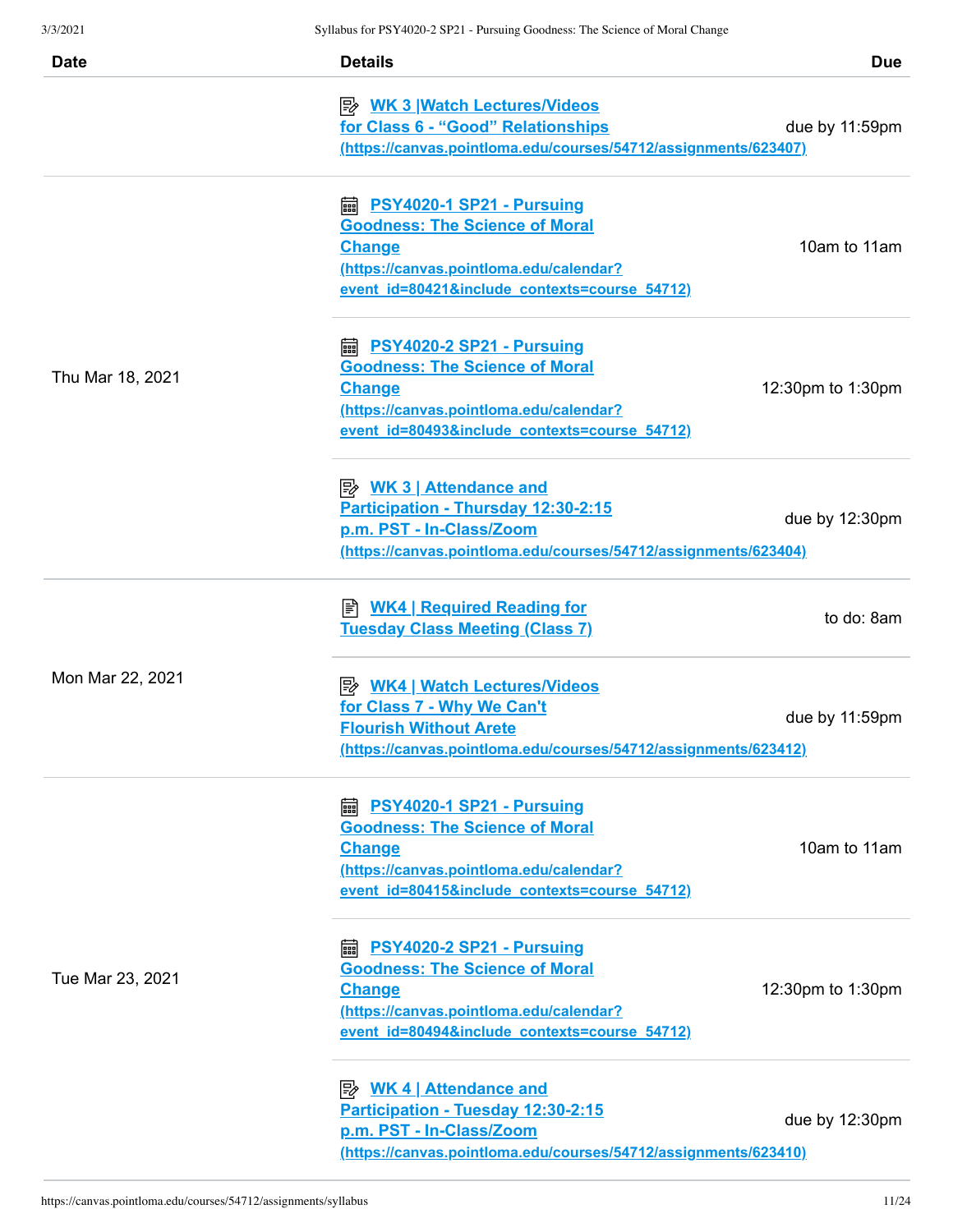| Date | Details | Due |
|---|---|---|
| | WK 3 \|Watch Lectures/Videos for Class 6 - "Good" Relationships (https://canvas.pointloma.edu/courses/54712/assignments/623407) | due by 11:59pm |
| Thu Mar 18, 2021 | PSY4020-1 SP21 - Pursuing Goodness: The Science of Moral Change (https://canvas.pointloma.edu/calendar?event_id=80421&include_contexts=course_54712) | 10am to 11am |
| | PSY4020-2 SP21 - Pursuing Goodness: The Science of Moral Change (https://canvas.pointloma.edu/calendar?event_id=80493&include_contexts=course_54712) | 12:30pm to 1:30pm |
| | WK 3 \| Attendance and Participation - Thursday 12:30-2:15 p.m. PST - In-Class/Zoom (https://canvas.pointloma.edu/courses/54712/assignments/623404) | due by 12:30pm |
| Mon Mar 22, 2021 | WK4 \| Required Reading for Tuesday Class Meeting (Class 7) | to do: 8am |
| | WK4 \| Watch Lectures/Videos for Class 7 - Why We Can't Flourish Without Arete (https://canvas.pointloma.edu/courses/54712/assignments/623412) | due by 11:59pm |
| Tue Mar 23, 2021 | PSY4020-1 SP21 - Pursuing Goodness: The Science of Moral Change (https://canvas.pointloma.edu/calendar?event_id=80415&include_contexts=course_54712) | 10am to 11am |
| | PSY4020-2 SP21 - Pursuing Goodness: The Science of Moral Change (https://canvas.pointloma.edu/calendar?event_id=80494&include_contexts=course_54712) | 12:30pm to 1:30pm |
| | WK 4 \| Attendance and Participation - Tuesday 12:30-2:15 p.m. PST - In-Class/Zoom (https://canvas.pointloma.edu/courses/54712/assignments/623410) | due by 12:30pm |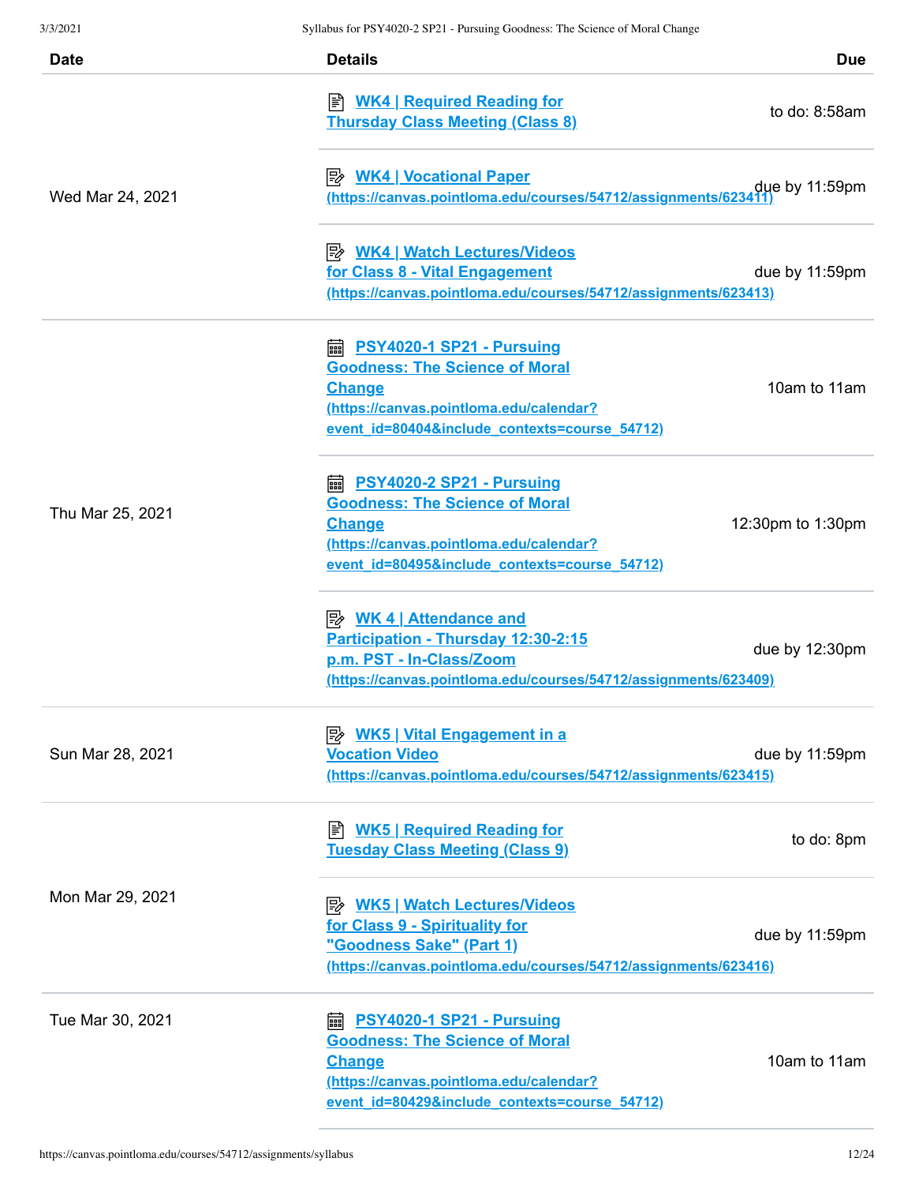| Date | Details | Due |
| --- | --- | --- |
| Wed Mar 24, 2021 | WK4 \| Required Reading for Thursday Class Meeting (Class 8) | to do: 8:58am |
| | WK4 \| Vocational Paper (https://canvas.pointloma.edu/courses/54712/assignments/623411) | due by 11:59pm |
| | WK4 \| Watch Lectures/Videos for Class 8 - Vital Engagement (https://canvas.pointloma.edu/courses/54712/assignments/623413) | due by 11:59pm |
| Thu Mar 25, 2021 | PSY4020-1 SP21 - Pursuing Goodness: The Science of Moral Change (https://canvas.pointloma.edu/calendar?event_id=80404&include_contexts=course_54712) | 10am to 11am |
| | PSY4020-2 SP21 - Pursuing Goodness: The Science of Moral Change (https://canvas.pointloma.edu/calendar?event_id=80495&include_contexts=course_54712) | 12:30pm to 1:30pm |
| | WK 4 \| Attendance and Participation - Thursday 12:30-2:15 p.m. PST - In-Class/Zoom (https://canvas.pointloma.edu/courses/54712/assignments/623409) | due by 12:30pm |
| Sun Mar 28, 2021 | WK5 \| Vital Engagement in a Vocation Video (https://canvas.pointloma.edu/courses/54712/assignments/623415) | due by 11:59pm |
| Mon Mar 29, 2021 | WK5 \| Required Reading for Tuesday Class Meeting (Class 9) | to do: 8pm |
| | WK5 \| Watch Lectures/Videos for Class 9 - Spirituality for "Goodness Sake" (Part 1) (https://canvas.pointloma.edu/courses/54712/assignments/623416) | due by 11:59pm |
| Tue Mar 30, 2021 | PSY4020-1 SP21 - Pursuing Goodness: The Science of Moral Change (https://canvas.pointloma.edu/calendar?event_id=80429&include_contexts=course_54712) | 10am to 11am |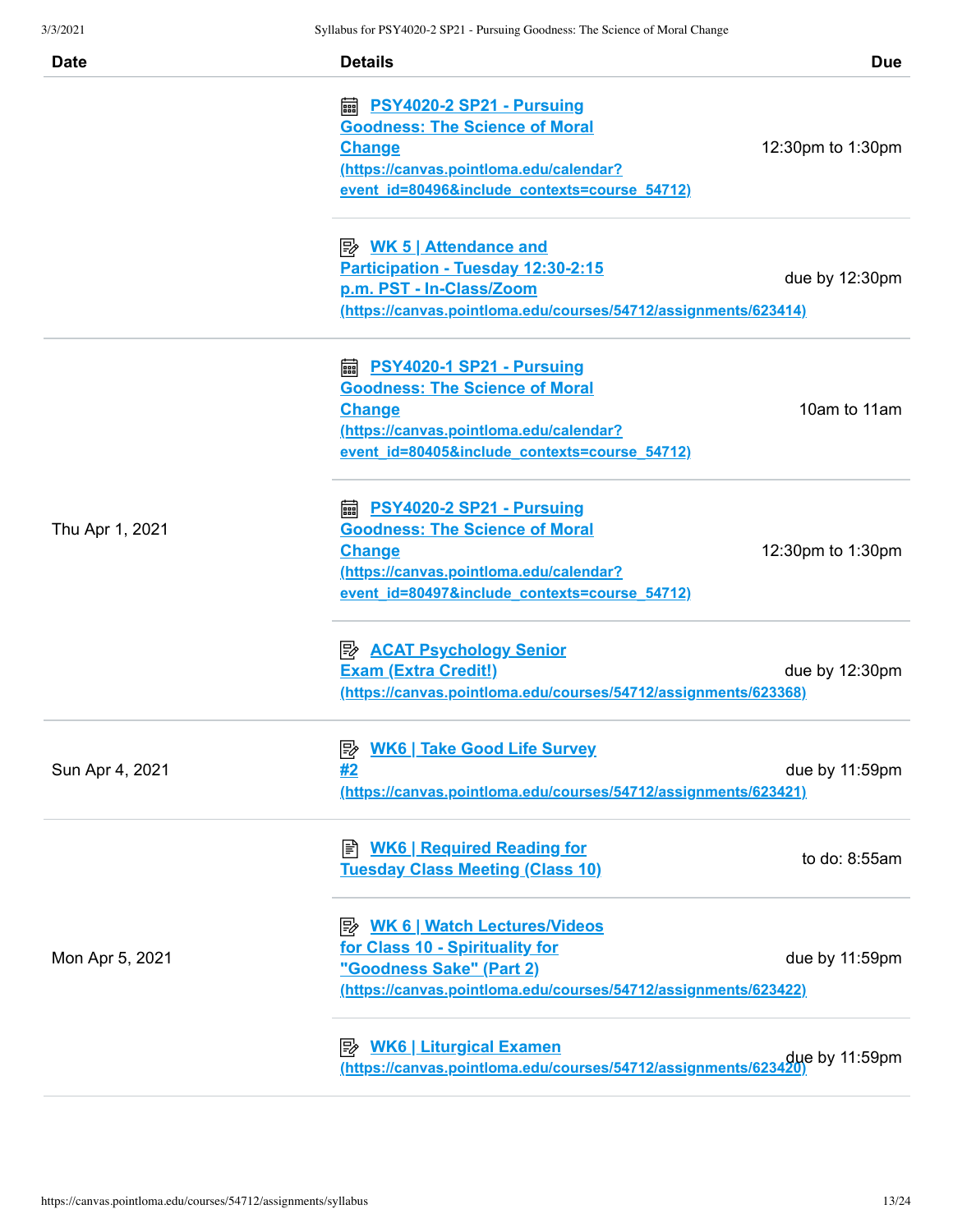| Date | Details | Due |
|---|---|---|
| | PSY4020-2 SP21 - Pursuing Goodness: The Science of Moral Change (https://canvas.pointloma.edu/calendar?event_id=80496&include_contexts=course_54712) | 12:30pm to 1:30pm |
| | WK 5 \| Attendance and Participation - Tuesday 12:30-2:15 p.m. PST - In-Class/Zoom (https://canvas.pointloma.edu/courses/54712/assignments/623414) | due by 12:30pm |
| Thu Apr 1, 2021 | PSY4020-1 SP21 - Pursuing Goodness: The Science of Moral Change (https://canvas.pointloma.edu/calendar?event_id=80405&include_contexts=course_54712) | 10am to 11am |
| | PSY4020-2 SP21 - Pursuing Goodness: The Science of Moral Change (https://canvas.pointloma.edu/calendar?event_id=80497&include_contexts=course_54712) | 12:30pm to 1:30pm |
| | ACAT Psychology Senior Exam (Extra Credit!) (https://canvas.pointloma.edu/courses/54712/assignments/623368) | due by 12:30pm |
| Sun Apr 4, 2021 | WK6 \| Take Good Life Survey #2 (https://canvas.pointloma.edu/courses/54712/assignments/623421) | due by 11:59pm |
| Mon Apr 5, 2021 | WK6 \| Required Reading for Tuesday Class Meeting (Class 10) | to do: 8:55am |
| | WK 6 \| Watch Lectures/Videos for Class 10 - Spirituality for "Goodness Sake" (Part 2) (https://canvas.pointloma.edu/courses/54712/assignments/623422) | due by 11:59pm |
| | WK6 \| Liturgical Examen (https://canvas.pointloma.edu/courses/54712/assignments/623420) | due by 11:59pm |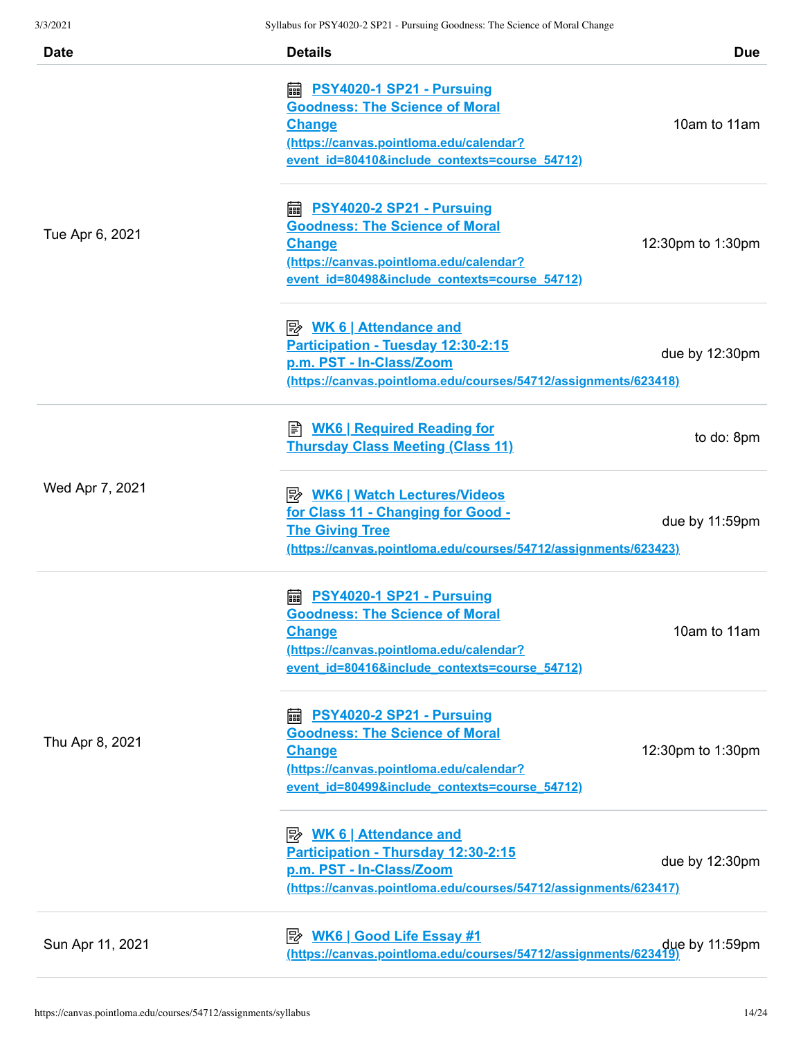| Date | Details | Due |
| --- | --- | --- |
| Tue Apr 6, 2021 | PSY4020-1 SP21 - Pursuing Goodness: The Science of Moral Change (https://canvas.pointloma.edu/calendar?event_id=80410&include_contexts=course_54712) | 10am to 11am |
| | PSY4020-2 SP21 - Pursuing Goodness: The Science of Moral Change (https://canvas.pointloma.edu/calendar?event_id=80498&include_contexts=course_54712) | 12:30pm to 1:30pm |
| | WK 6 \| Attendance and Participation - Tuesday 12:30-2:15 p.m. PST - In-Class/Zoom (https://canvas.pointloma.edu/courses/54712/assignments/623418) | due by 12:30pm |
| Wed Apr 7, 2021 | WK6 \| Required Reading for Thursday Class Meeting (Class 11) | to do: 8pm |
| | WK6 \| Watch Lectures/Videos for Class 11 - Changing for Good - The Giving Tree (https://canvas.pointloma.edu/courses/54712/assignments/623423) | due by 11:59pm |
| Thu Apr 8, 2021 | PSY4020-1 SP21 - Pursuing Goodness: The Science of Moral Change (https://canvas.pointloma.edu/calendar?event_id=80416&include_contexts=course_54712) | 10am to 11am |
| | PSY4020-2 SP21 - Pursuing Goodness: The Science of Moral Change (https://canvas.pointloma.edu/calendar?event_id=80499&include_contexts=course_54712) | 12:30pm to 1:30pm |
| | WK 6 \| Attendance and Participation - Thursday 12:30-2:15 p.m. PST - In-Class/Zoom (https://canvas.pointloma.edu/courses/54712/assignments/623417) | due by 12:30pm |
| Sun Apr 11, 2021 | WK6 \| Good Life Essay #1 (https://canvas.pointloma.edu/courses/54712/assignments/623419) | due by 11:59pm |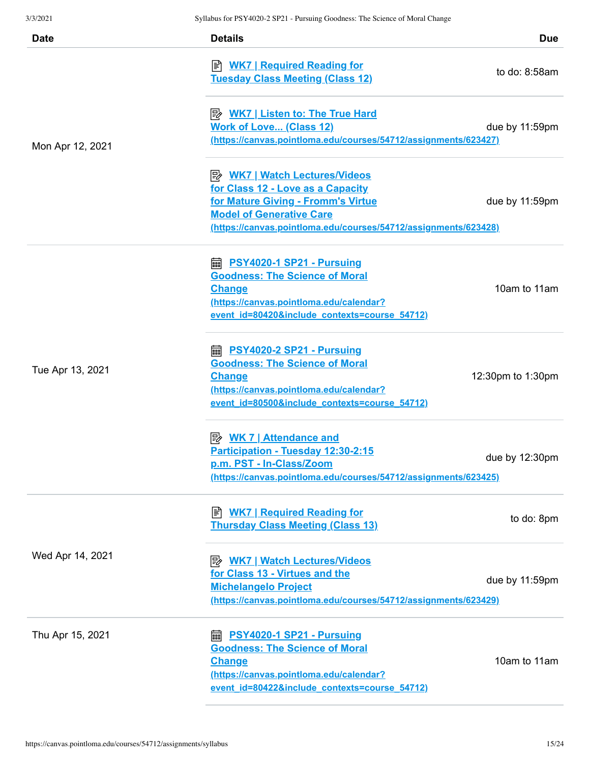| Date | Details | Due |
|---|---|---|
| Mon Apr 12, 2021 | WK7 \| Required Reading for Tuesday Class Meeting (Class 12) | to do: 8:58am |
| | WK7 \| Listen to: The True Hard Work of Love... (Class 12) (https://canvas.pointloma.edu/courses/54712/assignments/623427) | due by 11:59pm |
| | WK7 \| Watch Lectures/Videos for Class 12 - Love as a Capacity for Mature Giving - Fromm's Virtue Model of Generative Care (https://canvas.pointloma.edu/courses/54712/assignments/623428) | due by 11:59pm |
| Tue Apr 13, 2021 | PSY4020-1 SP21 - Pursuing Goodness: The Science of Moral Change (https://canvas.pointloma.edu/calendar?event_id=80420&include_contexts=course_54712) | 10am to 11am |
| | PSY4020-2 SP21 - Pursuing Goodness: The Science of Moral Change (https://canvas.pointloma.edu/calendar?event_id=80500&include_contexts=course_54712) | 12:30pm to 1:30pm |
| | WK 7 \| Attendance and Participation - Tuesday 12:30-2:15 p.m. PST - In-Class/Zoom (https://canvas.pointloma.edu/courses/54712/assignments/623425) | due by 12:30pm |
| Wed Apr 14, 2021 | WK7 \| Required Reading for Thursday Class Meeting (Class 13) | to do: 8pm |
| | WK7 \| Watch Lectures/Videos for Class 13 - Virtues and the Michelangelo Project (https://canvas.pointloma.edu/courses/54712/assignments/623429) | due by 11:59pm |
| Thu Apr 15, 2021 | PSY4020-1 SP21 - Pursuing Goodness: The Science of Moral Change (https://canvas.pointloma.edu/calendar?event_id=80422&include_contexts=course_54712) | 10am to 11am |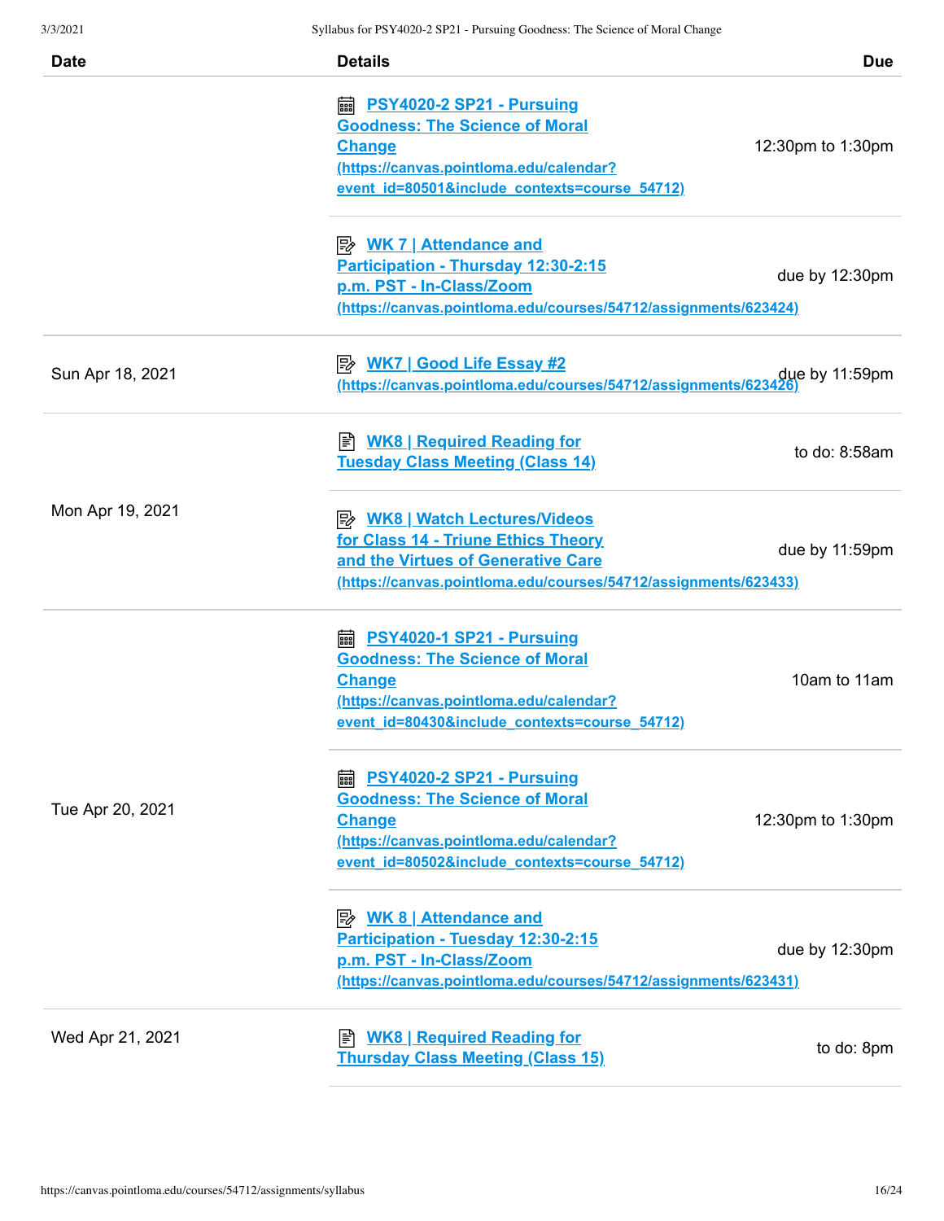| Date | Details | Due |
| --- | --- | --- |
| | PSY4020-2 SP21 - Pursuing Goodness: The Science of Moral Change (https://canvas.pointloma.edu/calendar?event_id=80501&include_contexts=course_54712) | 12:30pm to 1:30pm |
| | WK 7 \| Attendance and Participation - Thursday 12:30-2:15 p.m. PST - In-Class/Zoom (https://canvas.pointloma.edu/courses/54712/assignments/623424) | due by 12:30pm |
| Sun Apr 18, 2021 | WK7 \| Good Life Essay #2 (https://canvas.pointloma.edu/courses/54712/assignments/623426) | due by 11:59pm |
| Mon Apr 19, 2021 | WK8 \| Required Reading for Tuesday Class Meeting (Class 14) | to do: 8:58am |
| | WK8 \| Watch Lectures/Videos for Class 14 - Triune Ethics Theory and the Virtues of Generative Care (https://canvas.pointloma.edu/courses/54712/assignments/623433) | due by 11:59pm |
| Tue Apr 20, 2021 | PSY4020-1 SP21 - Pursuing Goodness: The Science of Moral Change (https://canvas.pointloma.edu/calendar?event_id=80430&include_contexts=course_54712) | 10am to 11am |
| | PSY4020-2 SP21 - Pursuing Goodness: The Science of Moral Change (https://canvas.pointloma.edu/calendar?event_id=80502&include_contexts=course_54712) | 12:30pm to 1:30pm |
| | WK 8 \| Attendance and Participation - Tuesday 12:30-2:15 p.m. PST - In-Class/Zoom (https://canvas.pointloma.edu/courses/54712/assignments/623431) | due by 12:30pm |
| Wed Apr 21, 2021 | WK8 \| Required Reading for Thursday Class Meeting (Class 15) | to do: 8pm |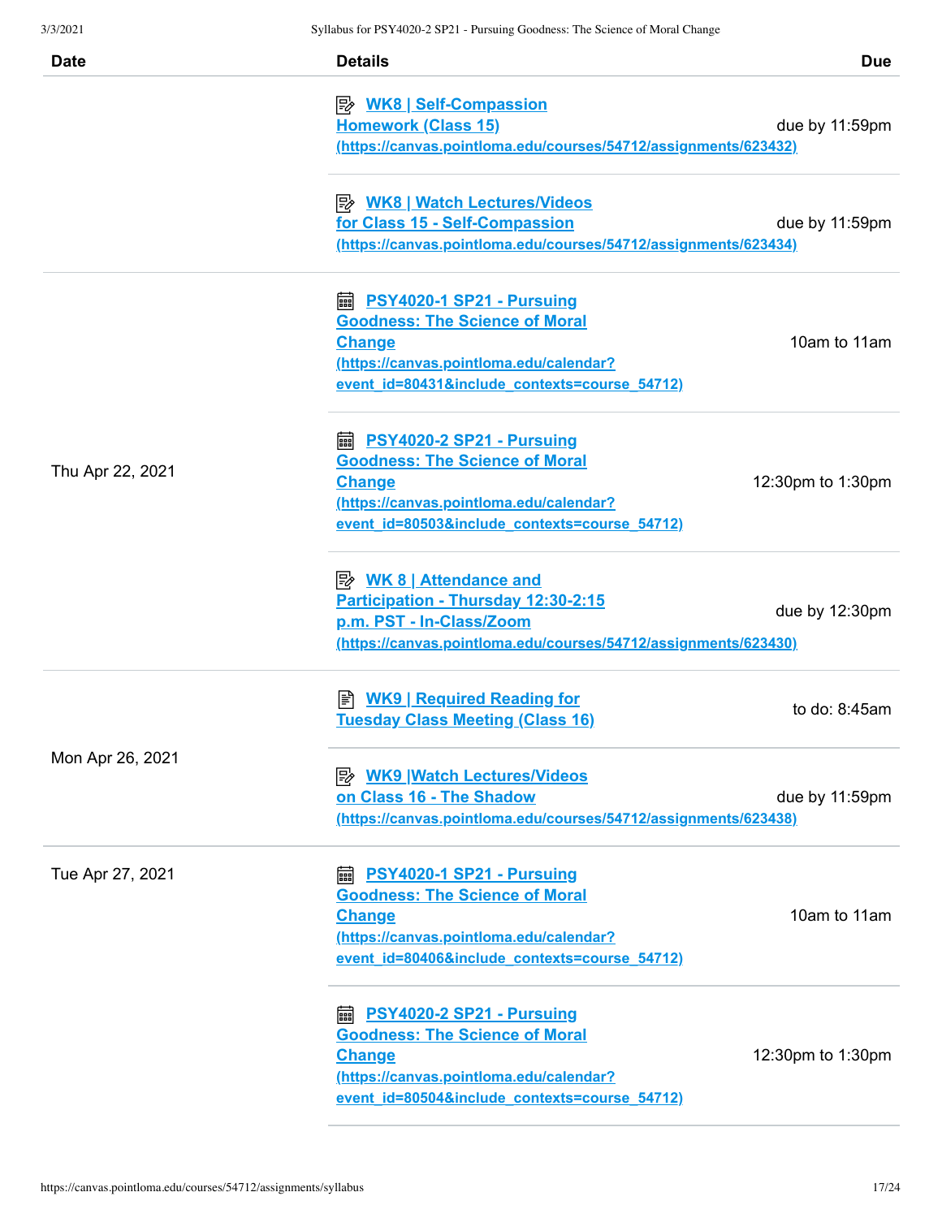| Date | Details | Due |
| --- | --- | --- |
| | WK8 \| Self-Compassion Homework (Class 15) (https://canvas.pointloma.edu/courses/54712/assignments/623432) | due by 11:59pm |
| | WK8 \| Watch Lectures/Videos for Class 15 - Self-Compassion (https://canvas.pointloma.edu/courses/54712/assignments/623434) | due by 11:59pm |
| Thu Apr 22, 2021 | PSY4020-1 SP21 - Pursuing Goodness: The Science of Moral Change (https://canvas.pointloma.edu/calendar?event_id=80431&include_contexts=course_54712) | 10am to 11am |
| | PSY4020-2 SP21 - Pursuing Goodness: The Science of Moral Change (https://canvas.pointloma.edu/calendar?event_id=80503&include_contexts=course_54712) | 12:30pm to 1:30pm |
| | WK 8 \| Attendance and Participation - Thursday 12:30-2:15 p.m. PST - In-Class/Zoom (https://canvas.pointloma.edu/courses/54712/assignments/623430) | due by 12:30pm |
| Mon Apr 26, 2021 | WK9 \| Required Reading for Tuesday Class Meeting (Class 16) | to do: 8:45am |
| | WK9 \|Watch Lectures/Videos on Class 16 - The Shadow (https://canvas.pointloma.edu/courses/54712/assignments/623438) | due by 11:59pm |
| Tue Apr 27, 2021 | PSY4020-1 SP21 - Pursuing Goodness: The Science of Moral Change (https://canvas.pointloma.edu/calendar?event_id=80406&include_contexts=course_54712) | 10am to 11am |
| | PSY4020-2 SP21 - Pursuing Goodness: The Science of Moral Change (https://canvas.pointloma.edu/calendar?event_id=80504&include_contexts=course_54712) | 12:30pm to 1:30pm |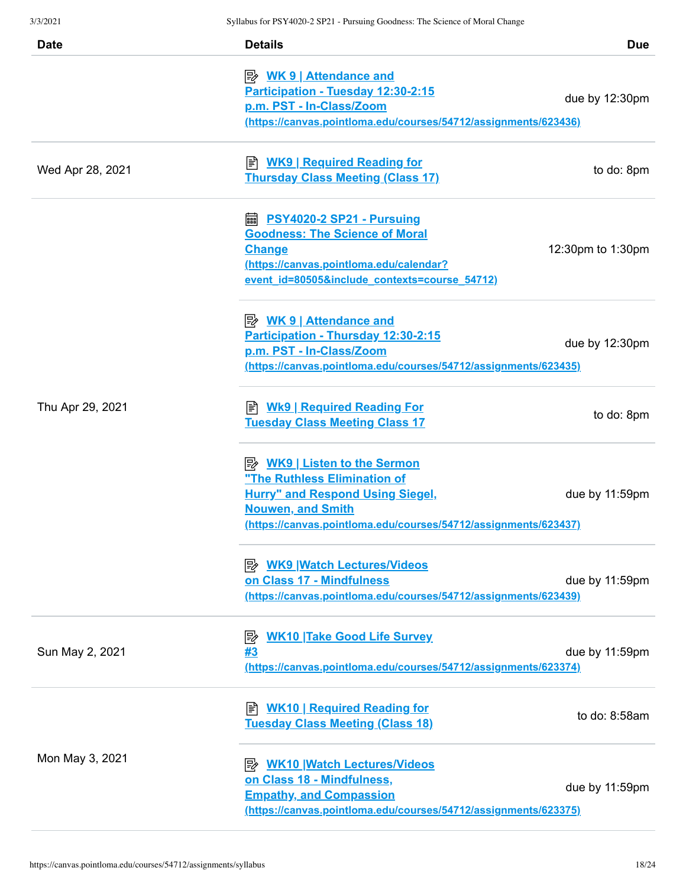| Date | Details | Due |
| --- | --- | --- |
| | WK 9 \| Attendance and Participation - Tuesday 12:30-2:15 p.m. PST - In-Class/Zoom (https://canvas.pointloma.edu/courses/54712/assignments/623436) | due by 12:30pm |
| Wed Apr 28, 2021 | WK9 \| Required Reading for Thursday Class Meeting (Class 17) | to do: 8pm |
| Thu Apr 29, 2021 | PSY4020-2 SP21 - Pursuing Goodness: The Science of Moral Change (https://canvas.pointloma.edu/calendar?event_id=80505&include_contexts=course_54712) | 12:30pm to 1:30pm |
| | WK 9 \| Attendance and Participation - Thursday 12:30-2:15 p.m. PST - In-Class/Zoom (https://canvas.pointloma.edu/courses/54712/assignments/623435) | due by 12:30pm |
| | Wk9 \| Required Reading For Tuesday Class Meeting Class 17 | to do: 8pm |
| | WK9 \| Listen to the Sermon "The Ruthless Elimination of Hurry" and Respond Using Siegel, Nouwen, and Smith (https://canvas.pointloma.edu/courses/54712/assignments/623437) | due by 11:59pm |
| | WK9 \|Watch Lectures/Videos on Class 17 - Mindfulness (https://canvas.pointloma.edu/courses/54712/assignments/623439) | due by 11:59pm |
| Sun May 2, 2021 | WK10 \|Take Good Life Survey #3 (https://canvas.pointloma.edu/courses/54712/assignments/623374) | due by 11:59pm |
| Mon May 3, 2021 | WK10 \| Required Reading for Tuesday Class Meeting (Class 18) | to do: 8:58am |
| | WK10 \|Watch Lectures/Videos on Class 18 - Mindfulness, Empathy, and Compassion (https://canvas.pointloma.edu/courses/54712/assignments/623375) | due by 11:59pm |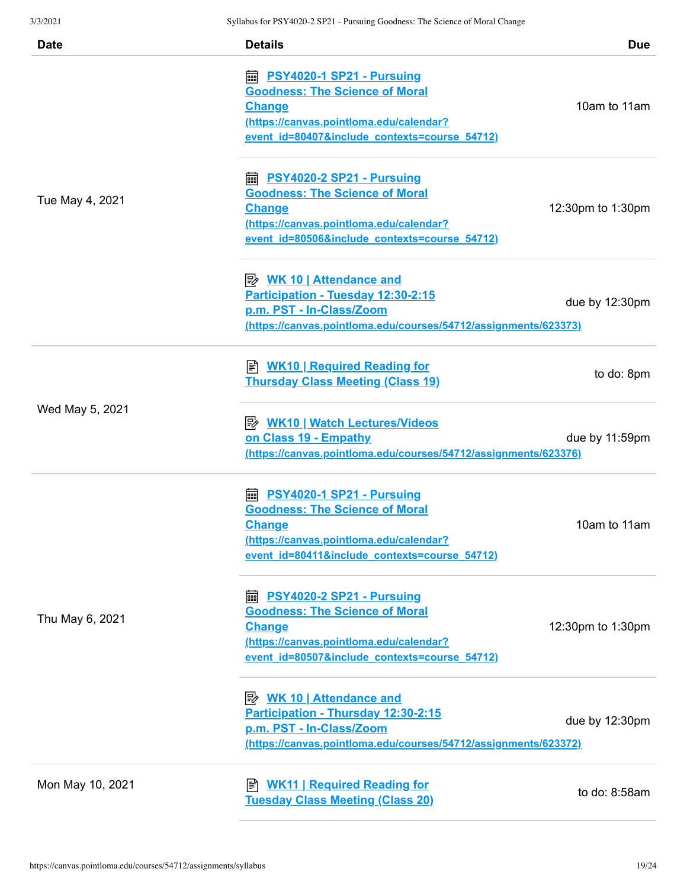| Date | Details | Due |
| --- | --- | --- |
| Tue May 4, 2021 | PSY4020-1 SP21 - Pursuing Goodness: The Science of Moral Change (https://canvas.pointloma.edu/calendar?event_id=80407&include_contexts=course_54712) | 10am to 11am |
| | PSY4020-2 SP21 - Pursuing Goodness: The Science of Moral Change (https://canvas.pointloma.edu/calendar?event_id=80506&include_contexts=course_54712) | 12:30pm to 1:30pm |
| | WK 10 \| Attendance and Participation - Tuesday 12:30-2:15 p.m. PST - In-Class/Zoom (https://canvas.pointloma.edu/courses/54712/assignments/623373) | due by 12:30pm |
| Wed May 5, 2021 | WK10 \| Required Reading for Thursday Class Meeting (Class 19) | to do: 8pm |
| | WK10 \| Watch Lectures/Videos on Class 19 - Empathy (https://canvas.pointloma.edu/courses/54712/assignments/623376) | due by 11:59pm |
| Thu May 6, 2021 | PSY4020-1 SP21 - Pursuing Goodness: The Science of Moral Change (https://canvas.pointloma.edu/calendar?event_id=80411&include_contexts=course_54712) | 10am to 11am |
| | PSY4020-2 SP21 - Pursuing Goodness: The Science of Moral Change (https://canvas.pointloma.edu/calendar?event_id=80507&include_contexts=course_54712) | 12:30pm to 1:30pm |
| | WK 10 \| Attendance and Participation - Thursday 12:30-2:15 p.m. PST - In-Class/Zoom (https://canvas.pointloma.edu/courses/54712/assignments/623372) | due by 12:30pm |
| Mon May 10, 2021 | WK11 \| Required Reading for Tuesday Class Meeting (Class 20) | to do: 8:58am |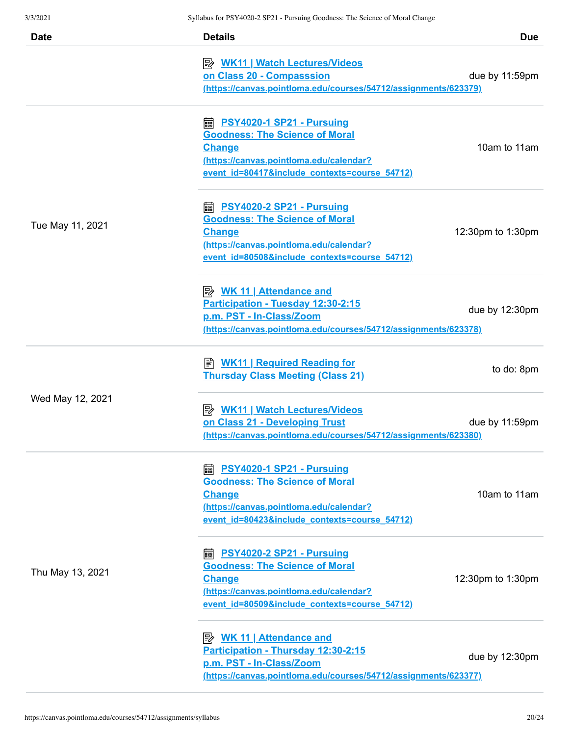| Date | Details | Due |
| --- | --- | --- |
| | WK11 \| Watch Lectures/Videos on Class 20 - Compasssion (https://canvas.pointloma.edu/courses/54712/assignments/623379) | due by 11:59pm |
| Tue May 11, 2021 | PSY4020-1 SP21 - Pursuing Goodness: The Science of Moral Change (https://canvas.pointloma.edu/calendar?event_id=80417&include_contexts=course_54712) | 10am to 11am |
| | PSY4020-2 SP21 - Pursuing Goodness: The Science of Moral Change (https://canvas.pointloma.edu/calendar?event_id=80508&include_contexts=course_54712) | 12:30pm to 1:30pm |
| | WK 11 \| Attendance and Participation - Tuesday 12:30-2:15 p.m. PST - In-Class/Zoom (https://canvas.pointloma.edu/courses/54712/assignments/623378) | due by 12:30pm |
| Wed May 12, 2021 | WK11 \| Required Reading for Thursday Class Meeting (Class 21) | to do: 8pm |
| | WK11 \| Watch Lectures/Videos on Class 21 - Developing Trust (https://canvas.pointloma.edu/courses/54712/assignments/623380) | due by 11:59pm |
| Thu May 13, 2021 | PSY4020-1 SP21 - Pursuing Goodness: The Science of Moral Change (https://canvas.pointloma.edu/calendar?event_id=80423&include_contexts=course_54712) | 10am to 11am |
| | PSY4020-2 SP21 - Pursuing Goodness: The Science of Moral Change (https://canvas.pointloma.edu/calendar?event_id=80509&include_contexts=course_54712) | 12:30pm to 1:30pm |
| | WK 11 \| Attendance and Participation - Thursday 12:30-2:15 p.m. PST - In-Class/Zoom (https://canvas.pointloma.edu/courses/54712/assignments/623377) | due by 12:30pm |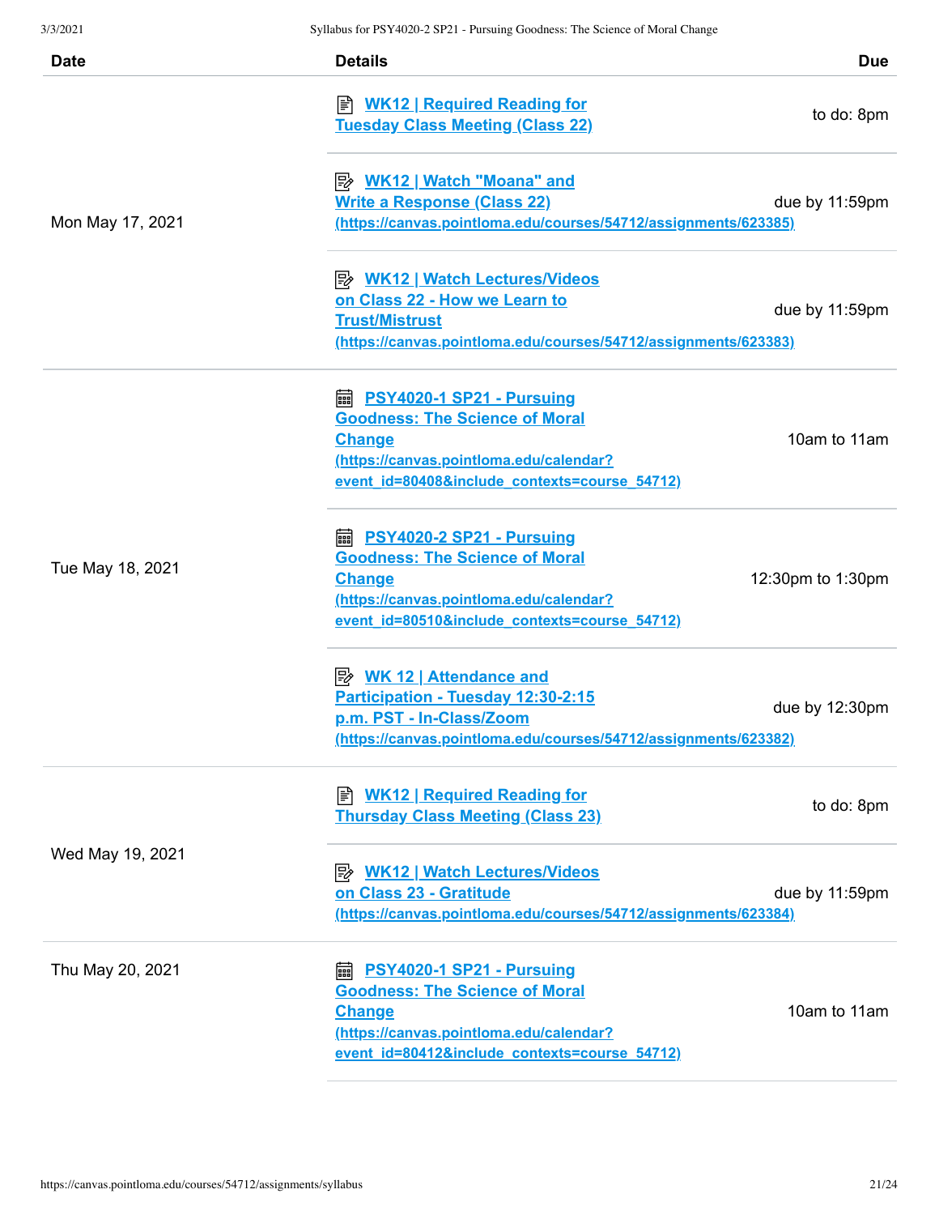| Date | Details | Due |
| --- | --- | --- |
| Mon May 17, 2021 | WK12 \| Required Reading for Tuesday Class Meeting (Class 22) | to do: 8pm |
| | WK12 \| Watch "Moana" and Write a Response (Class 22) (https://canvas.pointloma.edu/courses/54712/assignments/623385) | due by 11:59pm |
| | WK12 \| Watch Lectures/Videos on Class 22 - How we Learn to Trust/Mistrust (https://canvas.pointloma.edu/courses/54712/assignments/623383) | due by 11:59pm |
| Tue May 18, 2021 | PSY4020-1 SP21 - Pursuing Goodness: The Science of Moral Change (https://canvas.pointloma.edu/calendar?event_id=80408&include_contexts=course_54712) | 10am to 11am |
| | PSY4020-2 SP21 - Pursuing Goodness: The Science of Moral Change (https://canvas.pointloma.edu/calendar?event_id=80510&include_contexts=course_54712) | 12:30pm to 1:30pm |
| | WK 12 \| Attendance and Participation - Tuesday 12:30-2:15 p.m. PST - In-Class/Zoom (https://canvas.pointloma.edu/courses/54712/assignments/623382) | due by 12:30pm |
| Wed May 19, 2021 | WK12 \| Required Reading for Thursday Class Meeting (Class 23) | to do: 8pm |
| | WK12 \| Watch Lectures/Videos on Class 23 - Gratitude (https://canvas.pointloma.edu/courses/54712/assignments/623384) | due by 11:59pm |
| Thu May 20, 2021 | PSY4020-1 SP21 - Pursuing Goodness: The Science of Moral Change (https://canvas.pointloma.edu/calendar?event_id=80412&include_contexts=course_54712) | 10am to 11am |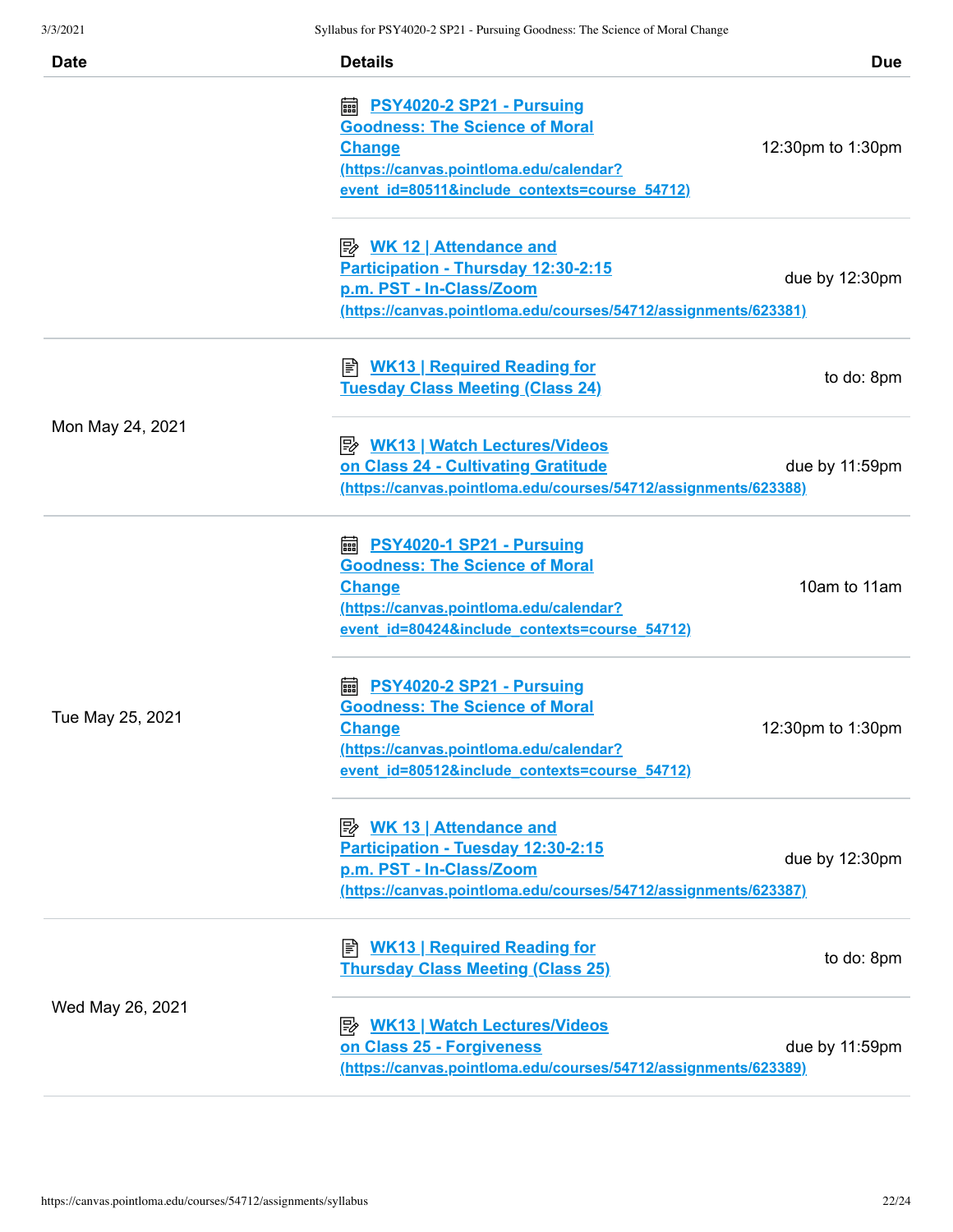| Date | Details | Due |
| --- | --- | --- |
| | PSY4020-2 SP21 - Pursuing Goodness: The Science of Moral Change (https://canvas.pointloma.edu/calendar?event_id=80511&include_contexts=course_54712) | 12:30pm to 1:30pm |
| | WK 12 \| Attendance and Participation - Thursday 12:30-2:15 p.m. PST - In-Class/Zoom (https://canvas.pointloma.edu/courses/54712/assignments/623381) | due by 12:30pm |
| Mon May 24, 2021 | WK13 \| Required Reading for Tuesday Class Meeting (Class 24) | to do: 8pm |
| | WK13 \| Watch Lectures/Videos on Class 24 - Cultivating Gratitude (https://canvas.pointloma.edu/courses/54712/assignments/623388) | due by 11:59pm |
| Tue May 25, 2021 | PSY4020-1 SP21 - Pursuing Goodness: The Science of Moral Change (https://canvas.pointloma.edu/calendar?event_id=80424&include_contexts=course_54712) | 10am to 11am |
| | PSY4020-2 SP21 - Pursuing Goodness: The Science of Moral Change (https://canvas.pointloma.edu/calendar?event_id=80512&include_contexts=course_54712) | 12:30pm to 1:30pm |
| | WK 13 \| Attendance and Participation - Tuesday 12:30-2:15 p.m. PST - In-Class/Zoom (https://canvas.pointloma.edu/courses/54712/assignments/623387) | due by 12:30pm |
| Wed May 26, 2021 | WK13 \| Required Reading for Thursday Class Meeting (Class 25) | to do: 8pm |
| | WK13 \| Watch Lectures/Videos on Class 25 - Forgiveness (https://canvas.pointloma.edu/courses/54712/assignments/623389) | due by 11:59pm |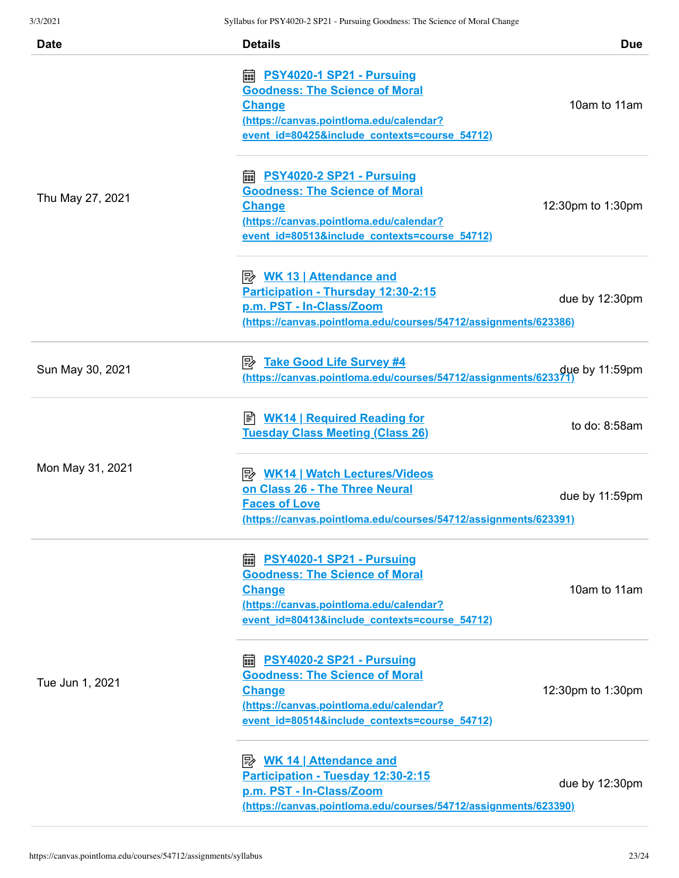| Date | Details | Due |
|---|---|---|
| Thu May 27, 2021 | PSY4020-1 SP21 - Pursuing Goodness: The Science of Moral Change (https://canvas.pointloma.edu/calendar?event_id=80425&include_contexts=course_54712) | 10am to 11am |
| | PSY4020-2 SP21 - Pursuing Goodness: The Science of Moral Change (https://canvas.pointloma.edu/calendar?event_id=80513&include_contexts=course_54712) | 12:30pm to 1:30pm |
| | WK 13 \| Attendance and Participation - Thursday 12:30-2:15 p.m. PST - In-Class/Zoom (https://canvas.pointloma.edu/courses/54712/assignments/623386) | due by 12:30pm |
| Sun May 30, 2021 | Take Good Life Survey #4 (https://canvas.pointloma.edu/courses/54712/assignments/623371) | due by 11:59pm |
| Mon May 31, 2021 | WK14 \| Required Reading for Tuesday Class Meeting (Class 26) | to do: 8:58am |
| | WK14 \| Watch Lectures/Videos on Class 26 - The Three Neural Faces of Love (https://canvas.pointloma.edu/courses/54712/assignments/623391) | due by 11:59pm |
| Tue Jun 1, 2021 | PSY4020-1 SP21 - Pursuing Goodness: The Science of Moral Change (https://canvas.pointloma.edu/calendar?event_id=80413&include_contexts=course_54712) | 10am to 11am |
| | PSY4020-2 SP21 - Pursuing Goodness: The Science of Moral Change (https://canvas.pointloma.edu/calendar?event_id=80514&include_contexts=course_54712) | 12:30pm to 1:30pm |
| | WK 14 \| Attendance and Participation - Tuesday 12:30-2:15 p.m. PST - In-Class/Zoom (https://canvas.pointloma.edu/courses/54712/assignments/623390) | due by 12:30pm |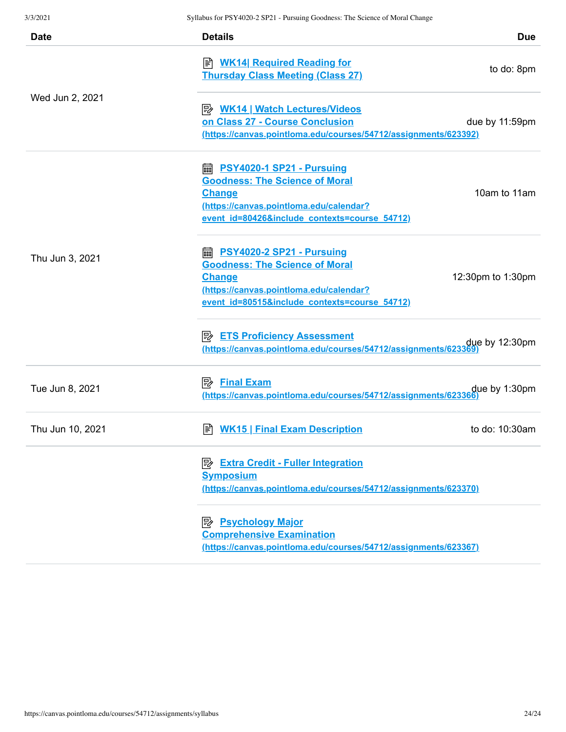| Date | Details | Due |
| --- | --- | --- |
| Wed Jun 2, 2021 | WK14\| Required Reading for Thursday Class Meeting (Class 27) | to do: 8pm |
| | WK14 \| Watch Lectures/Videos on Class 27 - Course Conclusion (https://canvas.pointloma.edu/courses/54712/assignments/623392) | due by 11:59pm |
| Thu Jun 3, 2021 | PSY4020-1 SP21 - Pursuing Goodness: The Science of Moral Change (https://canvas.pointloma.edu/calendar?event_id=80426&include_contexts=course_54712) | 10am to 11am |
| | PSY4020-2 SP21 - Pursuing Goodness: The Science of Moral Change (https://canvas.pointloma.edu/calendar?event_id=80515&include_contexts=course_54712) | 12:30pm to 1:30pm |
| | ETS Proficiency Assessment (https://canvas.pointloma.edu/courses/54712/assignments/623369) | due by 12:30pm |
| Tue Jun 8, 2021 | Final Exam (https://canvas.pointloma.edu/courses/54712/assignments/623366) | due by 1:30pm |
| Thu Jun 10, 2021 | WK15 \| Final Exam Description | to do: 10:30am |
| | Extra Credit - Fuller Integration Symposium (https://canvas.pointloma.edu/courses/54712/assignments/623370) | |
| | Psychology Major Comprehensive Examination (https://canvas.pointloma.edu/courses/54712/assignments/623367) | |